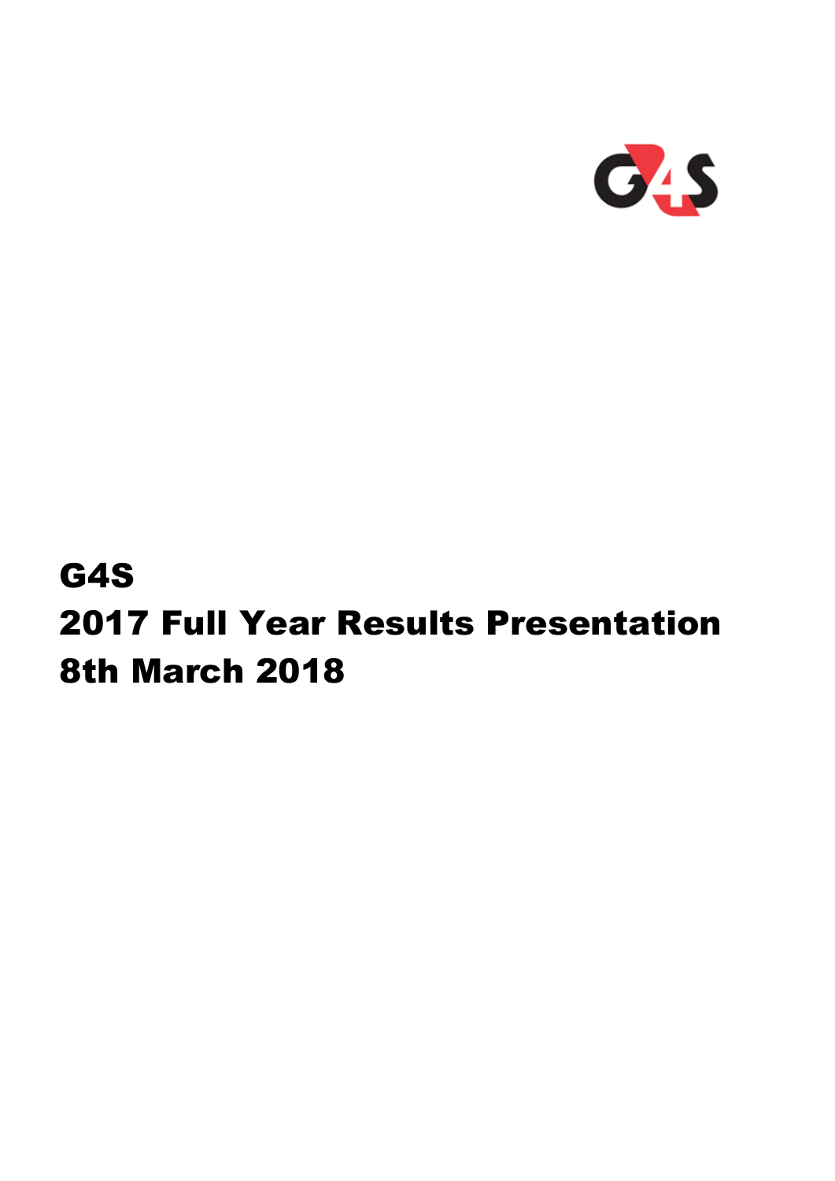# G4S
# 2017 Full Year Results Presentation
# 8th March 2018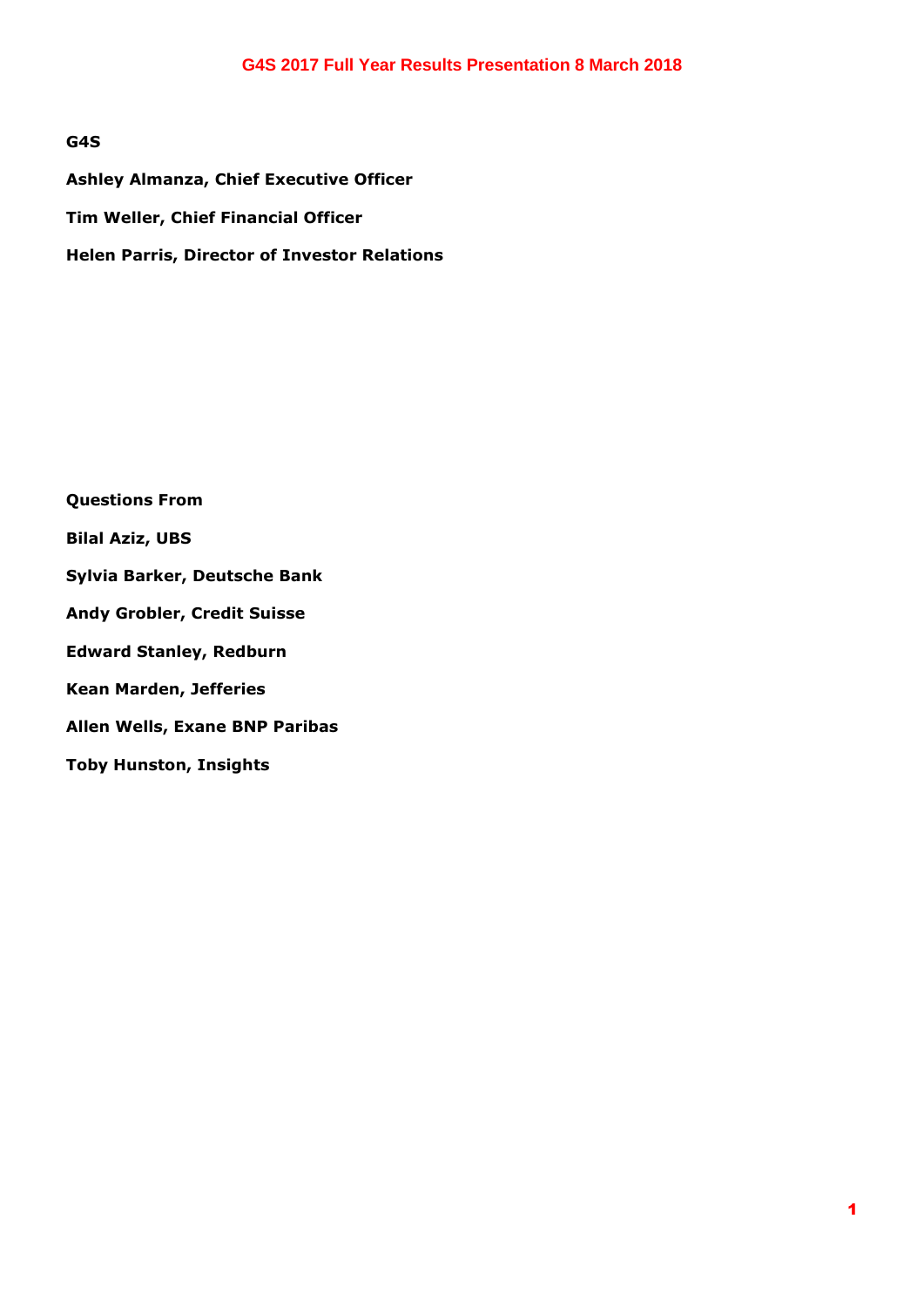**G4S**

**Ashley Almanza, Chief Executive Officer**

**Tim Weller, Chief Financial Officer**

**Helen Parris, Director of Investor Relations**

**Questions From**

**Bilal Aziz, UBS**

**Sylvia Barker, Deutsche Bank**

**Andy Grobler, Credit Suisse**

**Edward Stanley, Redburn**

**Kean Marden, Jefferies**

**Allen Wells, Exane BNP Paribas**

**Toby Hunston, Insights**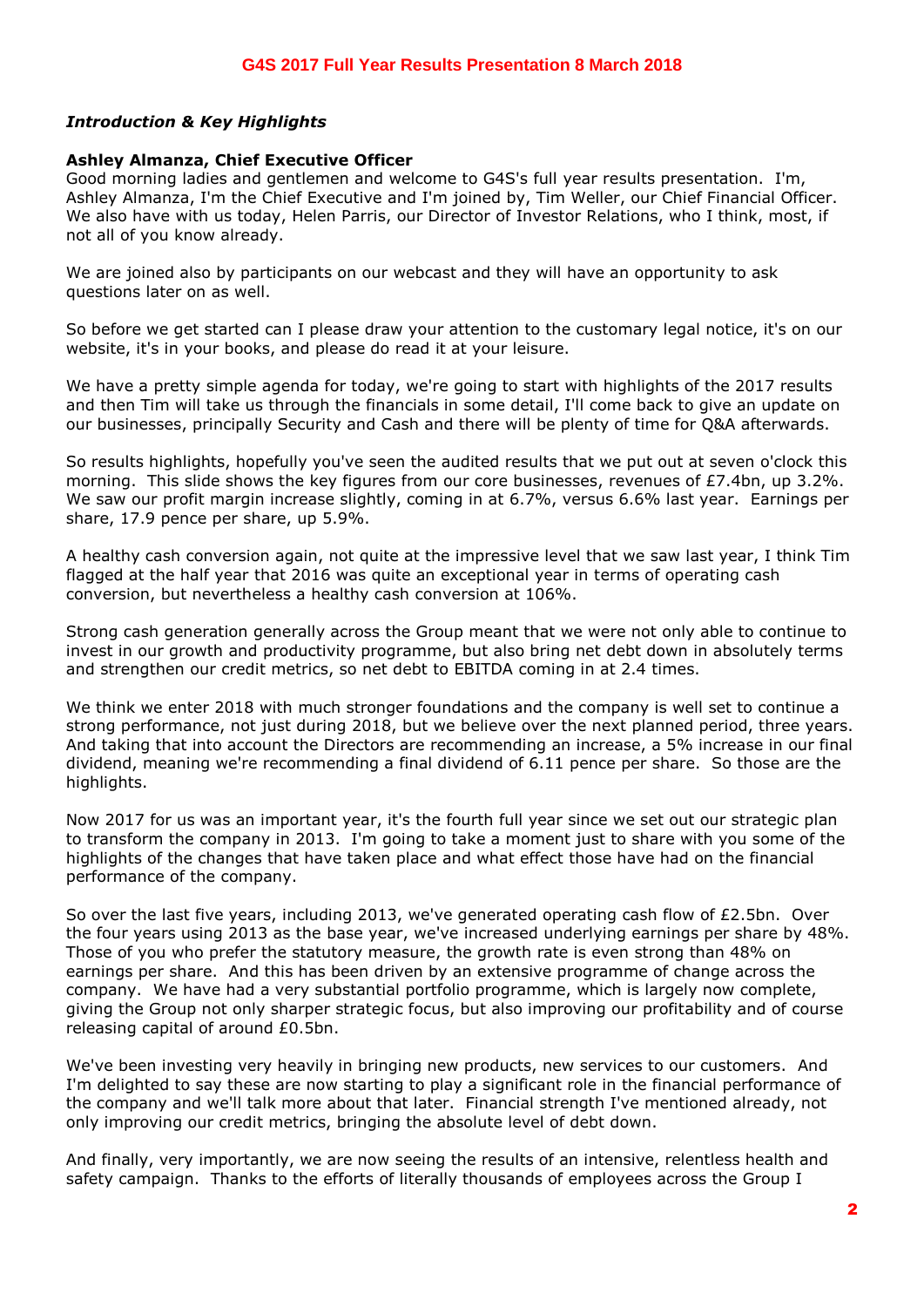### *Introduction & Key Highlights*

**Ashley Almanza, Chief Executive Officer**
Good morning ladies and gentlemen and welcome to G4S's full year results presentation. I'm, Ashley Almanza, I'm the Chief Executive and I'm joined by, Tim Weller, our Chief Financial Officer. We also have with us today, Helen Parris, our Director of Investor Relations, who I think, most, if not all of you know already.

We are joined also by participants on our webcast and they will have an opportunity to ask questions later on as well.

So before we get started can I please draw your attention to the customary legal notice, it's on our website, it's in your books, and please do read it at your leisure.

We have a pretty simple agenda for today, we're going to start with highlights of the 2017 results and then Tim will take us through the financials in some detail, I'll come back to give an update on our businesses, principally Security and Cash and there will be plenty of time for Q&A afterwards.

So results highlights, hopefully you've seen the audited results that we put out at seven o'clock this morning. This slide shows the key figures from our core businesses, revenues of £7.4bn, up 3.2%. We saw our profit margin increase slightly, coming in at 6.7%, versus 6.6% last year. Earnings per share, 17.9 pence per share, up 5.9%.

A healthy cash conversion again, not quite at the impressive level that we saw last year, I think Tim flagged at the half year that 2016 was quite an exceptional year in terms of operating cash conversion, but nevertheless a healthy cash conversion at 106%.

Strong cash generation generally across the Group meant that we were not only able to continue to invest in our growth and productivity programme, but also bring net debt down in absolutely terms and strengthen our credit metrics, so net debt to EBITDA coming in at 2.4 times.

We think we enter 2018 with much stronger foundations and the company is well set to continue a strong performance, not just during 2018, but we believe over the next planned period, three years. And taking that into account the Directors are recommending an increase, a 5% increase in our final dividend, meaning we're recommending a final dividend of 6.11 pence per share. So those are the highlights.

Now 2017 for us was an important year, it's the fourth full year since we set out our strategic plan to transform the company in 2013. I'm going to take a moment just to share with you some of the highlights of the changes that have taken place and what effect those have had on the financial performance of the company.

So over the last five years, including 2013, we've generated operating cash flow of £2.5bn. Over the four years using 2013 as the base year, we've increased underlying earnings per share by 48%. Those of you who prefer the statutory measure, the growth rate is even strong than 48% on earnings per share. And this has been driven by an extensive programme of change across the company. We have had a very substantial portfolio programme, which is largely now complete, giving the Group not only sharper strategic focus, but also improving our profitability and of course releasing capital of around £0.5bn.

We've been investing very heavily in bringing new products, new services to our customers. And I'm delighted to say these are now starting to play a significant role in the financial performance of the company and we'll talk more about that later. Financial strength I've mentioned already, not only improving our credit metrics, bringing the absolute level of debt down.

And finally, very importantly, we are now seeing the results of an intensive, relentless health and safety campaign. Thanks to the efforts of literally thousands of employees across the Group I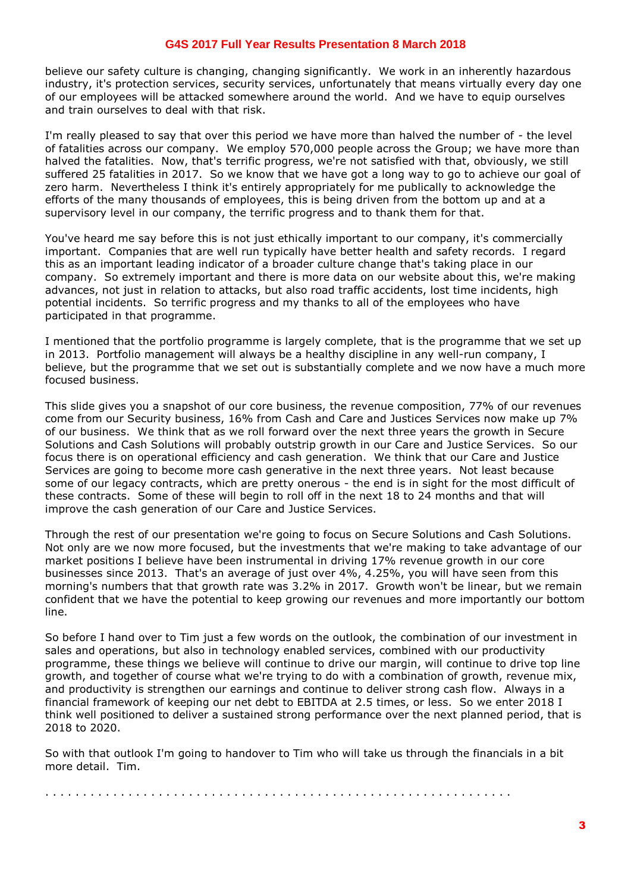believe our safety culture is changing, changing significantly. We work in an inherently hazardous industry, it's protection services, security services, unfortunately that means virtually every day one of our employees will be attacked somewhere around the world. And we have to equip ourselves and train ourselves to deal with that risk.

I'm really pleased to say that over this period we have more than halved the number of - the level of fatalities across our company. We employ 570,000 people across the Group; we have more than halved the fatalities. Now, that's terrific progress, we're not satisfied with that, obviously, we still suffered 25 fatalities in 2017. So we know that we have got a long way to go to achieve our goal of zero harm. Nevertheless I think it's entirely appropriately for me publically to acknowledge the efforts of the many thousands of employees, this is being driven from the bottom up and at a supervisory level in our company, the terrific progress and to thank them for that.

You've heard me say before this is not just ethically important to our company, it's commercially important. Companies that are well run typically have better health and safety records. I regard this as an important leading indicator of a broader culture change that's taking place in our company. So extremely important and there is more data on our website about this, we're making advances, not just in relation to attacks, but also road traffic accidents, lost time incidents, high potential incidents. So terrific progress and my thanks to all of the employees who have participated in that programme.

I mentioned that the portfolio programme is largely complete, that is the programme that we set up in 2013. Portfolio management will always be a healthy discipline in any well-run company, I believe, but the programme that we set out is substantially complete and we now have a much more focused business.

This slide gives you a snapshot of our core business, the revenue composition, 77% of our revenues come from our Security business, 16% from Cash and Care and Justices Services now make up 7% of our business. We think that as we roll forward over the next three years the growth in Secure Solutions and Cash Solutions will probably outstrip growth in our Care and Justice Services. So our focus there is on operational efficiency and cash generation. We think that our Care and Justice Services are going to become more cash generative in the next three years. Not least because some of our legacy contracts, which are pretty onerous - the end is in sight for the most difficult of these contracts. Some of these will begin to roll off in the next 18 to 24 months and that will improve the cash generation of our Care and Justice Services.

Through the rest of our presentation we're going to focus on Secure Solutions and Cash Solutions. Not only are we now more focused, but the investments that we're making to take advantage of our market positions I believe have been instrumental in driving 17% revenue growth in our core businesses since 2013. That's an average of just over 4%, 4.25%, you will have seen from this morning's numbers that that growth rate was 3.2% in 2017. Growth won't be linear, but we remain confident that we have the potential to keep growing our revenues and more importantly our bottom line.

So before I hand over to Tim just a few words on the outlook, the combination of our investment in sales and operations, but also in technology enabled services, combined with our productivity programme, these things we believe will continue to drive our margin, will continue to drive top line growth, and together of course what we're trying to do with a combination of growth, revenue mix, and productivity is strengthen our earnings and continue to deliver strong cash flow. Always in a financial framework of keeping our net debt to EBITDA at 2.5 times, or less. So we enter 2018 I think well positioned to deliver a sustained strong performance over the next planned period, that is 2018 to 2020.

So with that outlook I'm going to handover to Tim who will take us through the financials in a bit more detail. Tim.

. . . . . . . . . . . . . . . . . . . . . . . . . . . . . . . . . . . . . . . . . . . . . . . . . . . . . . . . . .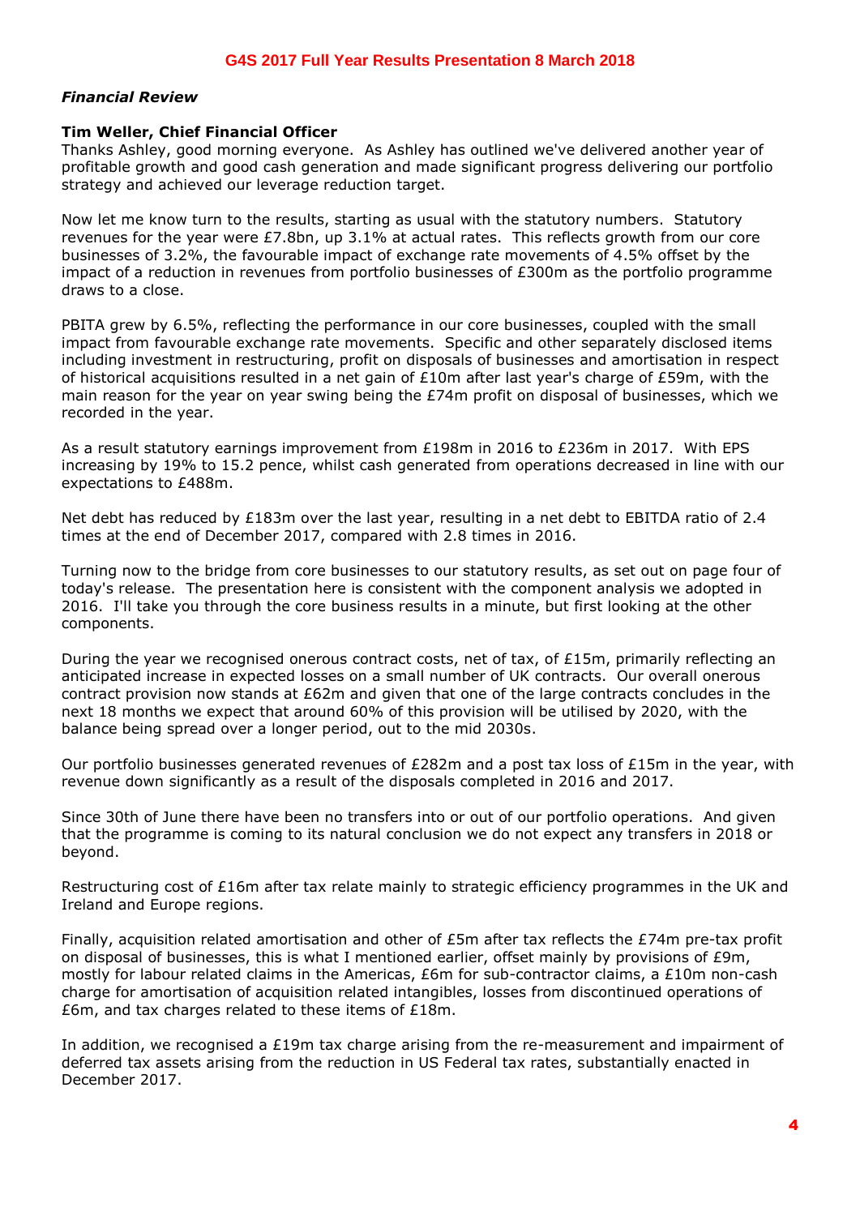*Financial Review*

**Tim Weller, Chief Financial Officer**
Thanks Ashley, good morning everyone. As Ashley has outlined we've delivered another year of profitable growth and good cash generation and made significant progress delivering our portfolio strategy and achieved our leverage reduction target.

Now let me know turn to the results, starting as usual with the statutory numbers. Statutory revenues for the year were £7.8bn, up 3.1% at actual rates. This reflects growth from our core businesses of 3.2%, the favourable impact of exchange rate movements of 4.5% offset by the impact of a reduction in revenues from portfolio businesses of £300m as the portfolio programme draws to a close.

PBITA grew by 6.5%, reflecting the performance in our core businesses, coupled with the small impact from favourable exchange rate movements. Specific and other separately disclosed items including investment in restructuring, profit on disposals of businesses and amortisation in respect of historical acquisitions resulted in a net gain of £10m after last year's charge of £59m, with the main reason for the year on year swing being the £74m profit on disposal of businesses, which we recorded in the year.

As a result statutory earnings improvement from £198m in 2016 to £236m in 2017. With EPS increasing by 19% to 15.2 pence, whilst cash generated from operations decreased in line with our expectations to £488m.

Net debt has reduced by £183m over the last year, resulting in a net debt to EBITDA ratio of 2.4 times at the end of December 2017, compared with 2.8 times in 2016.

Turning now to the bridge from core businesses to our statutory results, as set out on page four of today's release. The presentation here is consistent with the component analysis we adopted in 2016. I'll take you through the core business results in a minute, but first looking at the other components.

During the year we recognised onerous contract costs, net of tax, of £15m, primarily reflecting an anticipated increase in expected losses on a small number of UK contracts. Our overall onerous contract provision now stands at £62m and given that one of the large contracts concludes in the next 18 months we expect that around 60% of this provision will be utilised by 2020, with the balance being spread over a longer period, out to the mid 2030s.

Our portfolio businesses generated revenues of £282m and a post tax loss of £15m in the year, with revenue down significantly as a result of the disposals completed in 2016 and 2017.

Since 30th of June there have been no transfers into or out of our portfolio operations. And given that the programme is coming to its natural conclusion we do not expect any transfers in 2018 or beyond.

Restructuring cost of £16m after tax relate mainly to strategic efficiency programmes in the UK and Ireland and Europe regions.

Finally, acquisition related amortisation and other of £5m after tax reflects the £74m pre-tax profit on disposal of businesses, this is what I mentioned earlier, offset mainly by provisions of £9m, mostly for labour related claims in the Americas, £6m for sub-contractor claims, a £10m non-cash charge for amortisation of acquisition related intangibles, losses from discontinued operations of £6m, and tax charges related to these items of £18m.

In addition, we recognised a £19m tax charge arising from the re-measurement and impairment of deferred tax assets arising from the reduction in US Federal tax rates, substantially enacted in December 2017.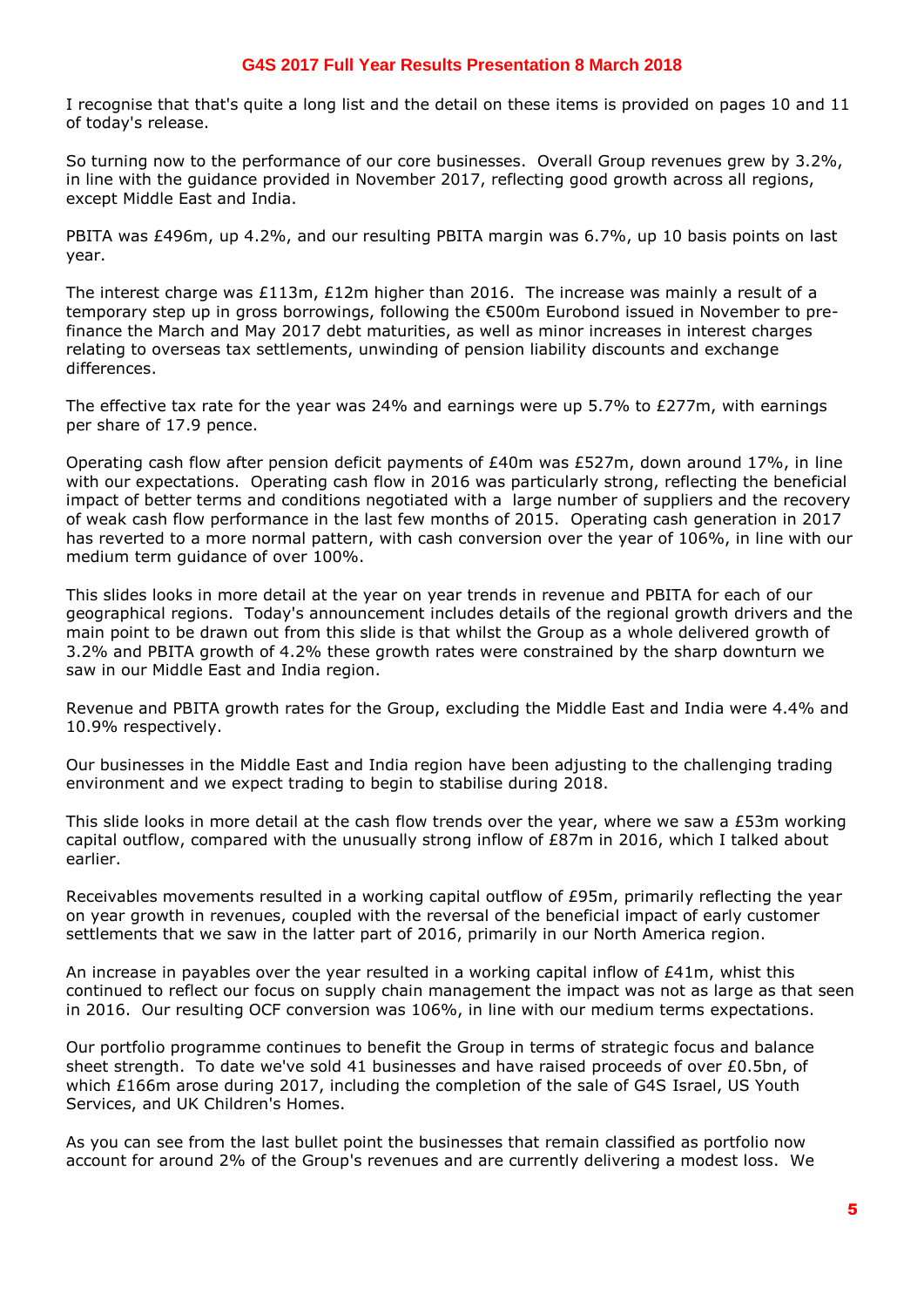I recognise that that's quite a long list and the detail on these items is provided on pages 10 and 11 of today's release.

So turning now to the performance of our core businesses. Overall Group revenues grew by 3.2%, in line with the guidance provided in November 2017, reflecting good growth across all regions, except Middle East and India.

PBITA was £496m, up 4.2%, and our resulting PBITA margin was 6.7%, up 10 basis points on last year.

The interest charge was £113m, £12m higher than 2016. The increase was mainly a result of a temporary step up in gross borrowings, following the €500m Eurobond issued in November to pre-finance the March and May 2017 debt maturities, as well as minor increases in interest charges relating to overseas tax settlements, unwinding of pension liability discounts and exchange differences.

The effective tax rate for the year was 24% and earnings were up 5.7% to £277m, with earnings per share of 17.9 pence.

Operating cash flow after pension deficit payments of £40m was £527m, down around 17%, in line with our expectations. Operating cash flow in 2016 was particularly strong, reflecting the beneficial impact of better terms and conditions negotiated with a large number of suppliers and the recovery of weak cash flow performance in the last few months of 2015. Operating cash generation in 2017 has reverted to a more normal pattern, with cash conversion over the year of 106%, in line with our medium term guidance of over 100%.

This slides looks in more detail at the year on year trends in revenue and PBITA for each of our geographical regions. Today's announcement includes details of the regional growth drivers and the main point to be drawn out from this slide is that whilst the Group as a whole delivered growth of 3.2% and PBITA growth of 4.2% these growth rates were constrained by the sharp downturn we saw in our Middle East and India region.

Revenue and PBITA growth rates for the Group, excluding the Middle East and India were 4.4% and 10.9% respectively.

Our businesses in the Middle East and India region have been adjusting to the challenging trading environment and we expect trading to begin to stabilise during 2018.

This slide looks in more detail at the cash flow trends over the year, where we saw a £53m working capital outflow, compared with the unusually strong inflow of £87m in 2016, which I talked about earlier.

Receivables movements resulted in a working capital outflow of £95m, primarily reflecting the year on year growth in revenues, coupled with the reversal of the beneficial impact of early customer settlements that we saw in the latter part of 2016, primarily in our North America region.

An increase in payables over the year resulted in a working capital inflow of £41m, whist this continued to reflect our focus on supply chain management the impact was not as large as that seen in 2016. Our resulting OCF conversion was 106%, in line with our medium terms expectations.

Our portfolio programme continues to benefit the Group in terms of strategic focus and balance sheet strength. To date we've sold 41 businesses and have raised proceeds of over £0.5bn, of which £166m arose during 2017, including the completion of the sale of G4S Israel, US Youth Services, and UK Children's Homes.

As you can see from the last bullet point the businesses that remain classified as portfolio now account for around 2% of the Group's revenues and are currently delivering a modest loss. We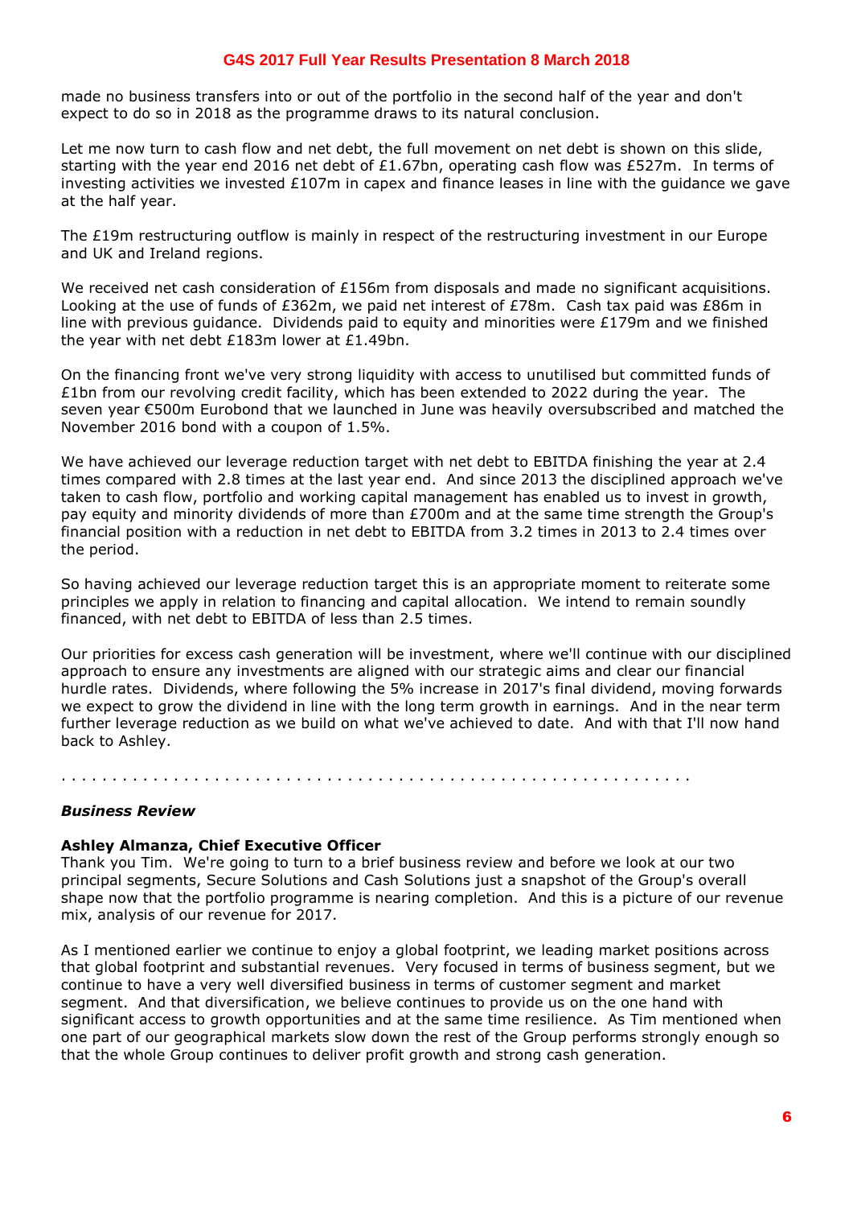made no business transfers into or out of the portfolio in the second half of the year and don't expect to do so in 2018 as the programme draws to its natural conclusion.

Let me now turn to cash flow and net debt, the full movement on net debt is shown on this slide, starting with the year end 2016 net debt of £1.67bn, operating cash flow was £527m. In terms of investing activities we invested £107m in capex and finance leases in line with the guidance we gave at the half year.

The £19m restructuring outflow is mainly in respect of the restructuring investment in our Europe and UK and Ireland regions.

We received net cash consideration of £156m from disposals and made no significant acquisitions. Looking at the use of funds of £362m, we paid net interest of £78m. Cash tax paid was £86m in line with previous guidance. Dividends paid to equity and minorities were £179m and we finished the year with net debt £183m lower at £1.49bn.

On the financing front we've very strong liquidity with access to unutilised but committed funds of £1bn from our revolving credit facility, which has been extended to 2022 during the year. The seven year €500m Eurobond that we launched in June was heavily oversubscribed and matched the November 2016 bond with a coupon of 1.5%.

We have achieved our leverage reduction target with net debt to EBITDA finishing the year at 2.4 times compared with 2.8 times at the last year end. And since 2013 the disciplined approach we've taken to cash flow, portfolio and working capital management has enabled us to invest in growth, pay equity and minority dividends of more than £700m and at the same time strength the Group's financial position with a reduction in net debt to EBITDA from 3.2 times in 2013 to 2.4 times over the period.

So having achieved our leverage reduction target this is an appropriate moment to reiterate some principles we apply in relation to financing and capital allocation. We intend to remain soundly financed, with net debt to EBITDA of less than 2.5 times.

Our priorities for excess cash generation will be investment, where we'll continue with our disciplined approach to ensure any investments are aligned with our strategic aims and clear our financial hurdle rates. Dividends, where following the 5% increase in 2017's final dividend, moving forwards we expect to grow the dividend in line with the long term growth in earnings. And in the near term further leverage reduction as we build on what we've achieved to date. And with that I'll now hand back to Ashley.

. . . . . . . . . . . . . . . . . . . . . . . . . . . . . . . . . . . . . . . . . . . . . . . . . . . . . . . . . . . .

***Business Review***

**Ashley Almanza, Chief Executive Officer**

Thank you Tim. We're going to turn to a brief business review and before we look at our two principal segments, Secure Solutions and Cash Solutions just a snapshot of the Group's overall shape now that the portfolio programme is nearing completion. And this is a picture of our revenue mix, analysis of our revenue for 2017.

As I mentioned earlier we continue to enjoy a global footprint, we leading market positions across that global footprint and substantial revenues. Very focused in terms of business segment, but we continue to have a very well diversified business in terms of customer segment and market segment. And that diversification, we believe continues to provide us on the one hand with significant access to growth opportunities and at the same time resilience. As Tim mentioned when one part of our geographical markets slow down the rest of the Group performs strongly enough so that the whole Group continues to deliver profit growth and strong cash generation.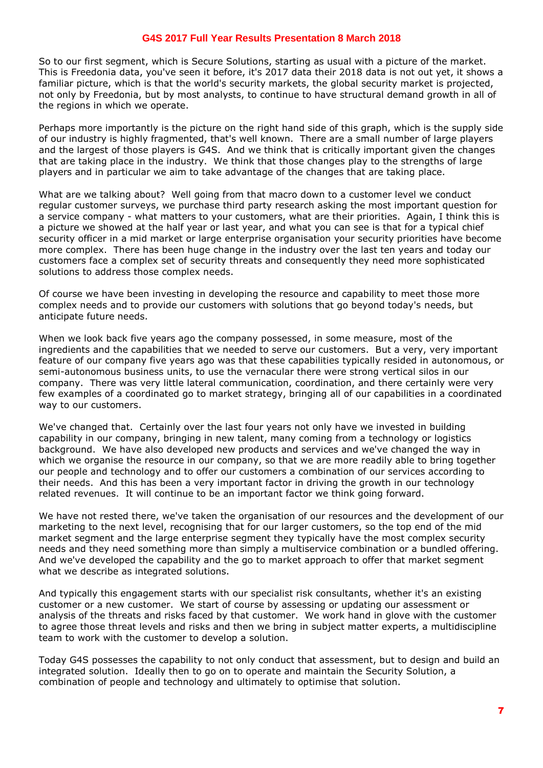So to our first segment, which is Secure Solutions, starting as usual with a picture of the market. This is Freedonia data, you've seen it before, it's 2017 data their 2018 data is not out yet, it shows a familiar picture, which is that the world's security markets, the global security market is projected, not only by Freedonia, but by most analysts, to continue to have structural demand growth in all of the regions in which we operate.

Perhaps more importantly is the picture on the right hand side of this graph, which is the supply side of our industry is highly fragmented, that's well known. There are a small number of large players and the largest of those players is G4S. And we think that is critically important given the changes that are taking place in the industry. We think that those changes play to the strengths of large players and in particular we aim to take advantage of the changes that are taking place.

What are we talking about? Well going from that macro down to a customer level we conduct regular customer surveys, we purchase third party research asking the most important question for a service company - what matters to your customers, what are their priorities. Again, I think this is a picture we showed at the half year or last year, and what you can see is that for a typical chief security officer in a mid market or large enterprise organisation your security priorities have become more complex. There has been huge change in the industry over the last ten years and today our customers face a complex set of security threats and consequently they need more sophisticated solutions to address those complex needs.

Of course we have been investing in developing the resource and capability to meet those more complex needs and to provide our customers with solutions that go beyond today's needs, but anticipate future needs.

When we look back five years ago the company possessed, in some measure, most of the ingredients and the capabilities that we needed to serve our customers. But a very, very important feature of our company five years ago was that these capabilities typically resided in autonomous, or semi-autonomous business units, to use the vernacular there were strong vertical silos in our company. There was very little lateral communication, coordination, and there certainly were very few examples of a coordinated go to market strategy, bringing all of our capabilities in a coordinated way to our customers.

We've changed that. Certainly over the last four years not only have we invested in building capability in our company, bringing in new talent, many coming from a technology or logistics background. We have also developed new products and services and we've changed the way in which we organise the resource in our company, so that we are more readily able to bring together our people and technology and to offer our customers a combination of our services according to their needs. And this has been a very important factor in driving the growth in our technology related revenues. It will continue to be an important factor we think going forward.

We have not rested there, we've taken the organisation of our resources and the development of our marketing to the next level, recognising that for our larger customers, so the top end of the mid market segment and the large enterprise segment they typically have the most complex security needs and they need something more than simply a multiservice combination or a bundled offering. And we've developed the capability and the go to market approach to offer that market segment what we describe as integrated solutions.

And typically this engagement starts with our specialist risk consultants, whether it's an existing customer or a new customer. We start of course by assessing or updating our assessment or analysis of the threats and risks faced by that customer. We work hand in glove with the customer to agree those threat levels and risks and then we bring in subject matter experts, a multidiscipline team to work with the customer to develop a solution.

Today G4S possesses the capability to not only conduct that assessment, but to design and build an integrated solution. Ideally then to go on to operate and maintain the Security Solution, a combination of people and technology and ultimately to optimise that solution.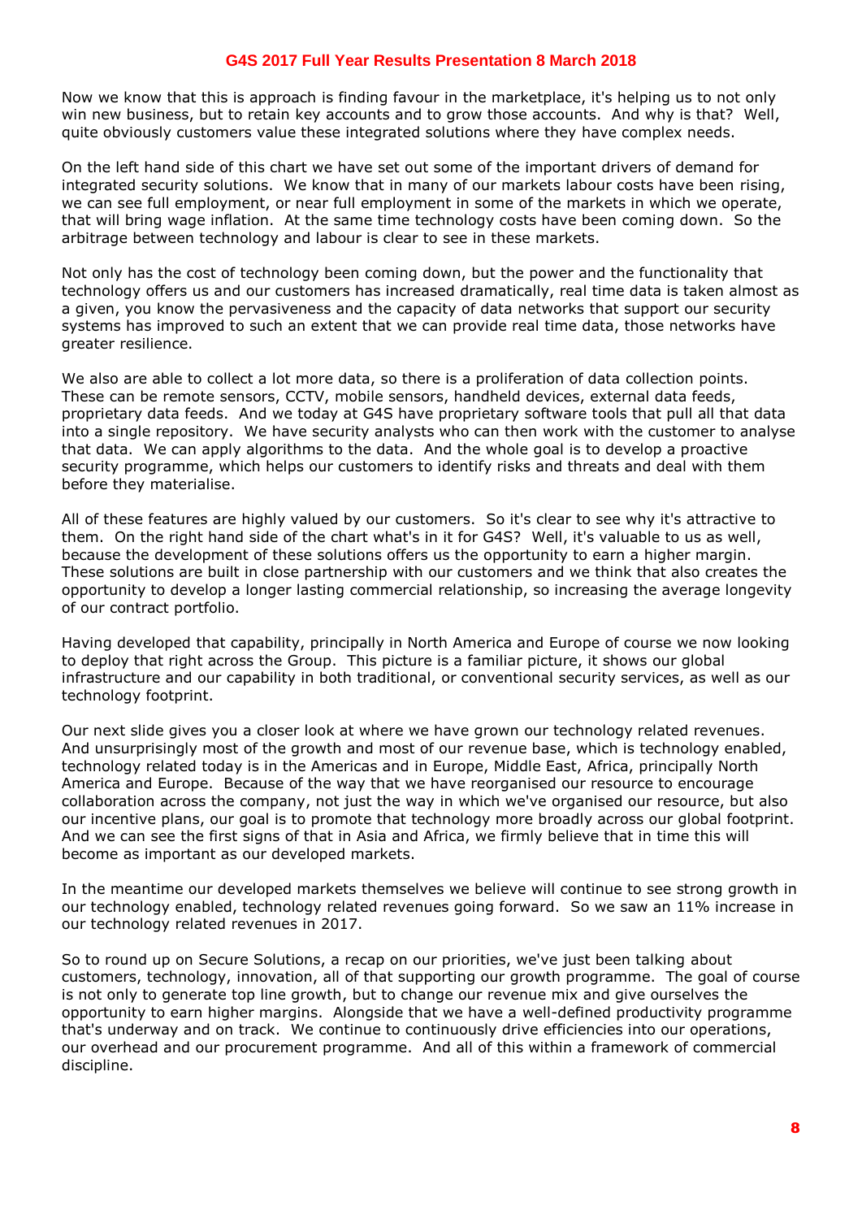Now we know that this is approach is finding favour in the marketplace, it's helping us to not only win new business, but to retain key accounts and to grow those accounts. And why is that? Well, quite obviously customers value these integrated solutions where they have complex needs.

On the left hand side of this chart we have set out some of the important drivers of demand for integrated security solutions. We know that in many of our markets labour costs have been rising, we can see full employment, or near full employment in some of the markets in which we operate, that will bring wage inflation. At the same time technology costs have been coming down. So the arbitrage between technology and labour is clear to see in these markets.

Not only has the cost of technology been coming down, but the power and the functionality that technology offers us and our customers has increased dramatically, real time data is taken almost as a given, you know the pervasiveness and the capacity of data networks that support our security systems has improved to such an extent that we can provide real time data, those networks have greater resilience.

We also are able to collect a lot more data, so there is a proliferation of data collection points. These can be remote sensors, CCTV, mobile sensors, handheld devices, external data feeds, proprietary data feeds. And we today at G4S have proprietary software tools that pull all that data into a single repository. We have security analysts who can then work with the customer to analyse that data. We can apply algorithms to the data. And the whole goal is to develop a proactive security programme, which helps our customers to identify risks and threats and deal with them before they materialise.

All of these features are highly valued by our customers. So it's clear to see why it's attractive to them. On the right hand side of the chart what's in it for G4S? Well, it's valuable to us as well, because the development of these solutions offers us the opportunity to earn a higher margin. These solutions are built in close partnership with our customers and we think that also creates the opportunity to develop a longer lasting commercial relationship, so increasing the average longevity of our contract portfolio.

Having developed that capability, principally in North America and Europe of course we now looking to deploy that right across the Group. This picture is a familiar picture, it shows our global infrastructure and our capability in both traditional, or conventional security services, as well as our technology footprint.

Our next slide gives you a closer look at where we have grown our technology related revenues. And unsurprisingly most of the growth and most of our revenue base, which is technology enabled, technology related today is in the Americas and in Europe, Middle East, Africa, principally North America and Europe. Because of the way that we have reorganised our resource to encourage collaboration across the company, not just the way in which we've organised our resource, but also our incentive plans, our goal is to promote that technology more broadly across our global footprint. And we can see the first signs of that in Asia and Africa, we firmly believe that in time this will become as important as our developed markets.

In the meantime our developed markets themselves we believe will continue to see strong growth in our technology enabled, technology related revenues going forward. So we saw an 11% increase in our technology related revenues in 2017.

So to round up on Secure Solutions, a recap on our priorities, we've just been talking about customers, technology, innovation, all of that supporting our growth programme. The goal of course is not only to generate top line growth, but to change our revenue mix and give ourselves the opportunity to earn higher margins. Alongside that we have a well-defined productivity programme that's underway and on track. We continue to continuously drive efficiencies into our operations, our overhead and our procurement programme. And all of this within a framework of commercial discipline.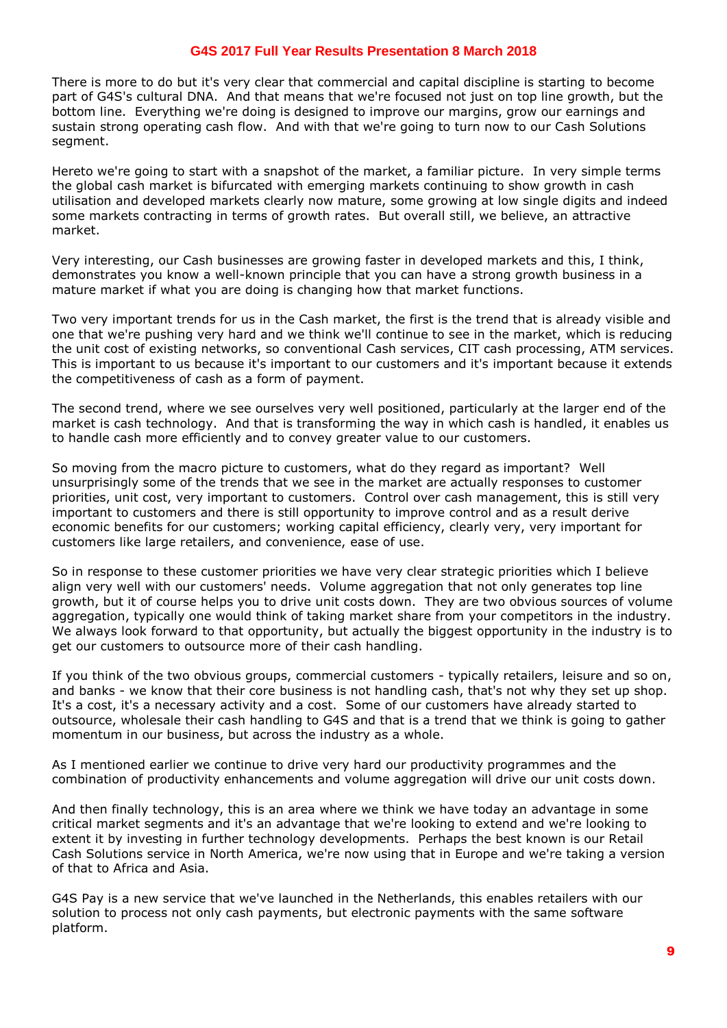There is more to do but it's very clear that commercial and capital discipline is starting to become part of G4S's cultural DNA. And that means that we're focused not just on top line growth, but the bottom line. Everything we're doing is designed to improve our margins, grow our earnings and sustain strong operating cash flow. And with that we're going to turn now to our Cash Solutions segment.

Hereto we're going to start with a snapshot of the market, a familiar picture. In very simple terms the global cash market is bifurcated with emerging markets continuing to show growth in cash utilisation and developed markets clearly now mature, some growing at low single digits and indeed some markets contracting in terms of growth rates. But overall still, we believe, an attractive market.

Very interesting, our Cash businesses are growing faster in developed markets and this, I think, demonstrates you know a well-known principle that you can have a strong growth business in a mature market if what you are doing is changing how that market functions.

Two very important trends for us in the Cash market, the first is the trend that is already visible and one that we're pushing very hard and we think we'll continue to see in the market, which is reducing the unit cost of existing networks, so conventional Cash services, CIT cash processing, ATM services. This is important to us because it's important to our customers and it's important because it extends the competitiveness of cash as a form of payment.

The second trend, where we see ourselves very well positioned, particularly at the larger end of the market is cash technology. And that is transforming the way in which cash is handled, it enables us to handle cash more efficiently and to convey greater value to our customers.

So moving from the macro picture to customers, what do they regard as important? Well unsurprisingly some of the trends that we see in the market are actually responses to customer priorities, unit cost, very important to customers. Control over cash management, this is still very important to customers and there is still opportunity to improve control and as a result derive economic benefits for our customers; working capital efficiency, clearly very, very important for customers like large retailers, and convenience, ease of use.

So in response to these customer priorities we have very clear strategic priorities which I believe align very well with our customers' needs. Volume aggregation that not only generates top line growth, but it of course helps you to drive unit costs down. They are two obvious sources of volume aggregation, typically one would think of taking market share from your competitors in the industry. We always look forward to that opportunity, but actually the biggest opportunity in the industry is to get our customers to outsource more of their cash handling.

If you think of the two obvious groups, commercial customers - typically retailers, leisure and so on, and banks - we know that their core business is not handling cash, that's not why they set up shop. It's a cost, it's a necessary activity and a cost. Some of our customers have already started to outsource, wholesale their cash handling to G4S and that is a trend that we think is going to gather momentum in our business, but across the industry as a whole.

As I mentioned earlier we continue to drive very hard our productivity programmes and the combination of productivity enhancements and volume aggregation will drive our unit costs down.

And then finally technology, this is an area where we think we have today an advantage in some critical market segments and it's an advantage that we're looking to extend and we're looking to extent it by investing in further technology developments. Perhaps the best known is our Retail Cash Solutions service in North America, we're now using that in Europe and we're taking a version of that to Africa and Asia.

G4S Pay is a new service that we've launched in the Netherlands, this enables retailers with our solution to process not only cash payments, but electronic payments with the same software platform.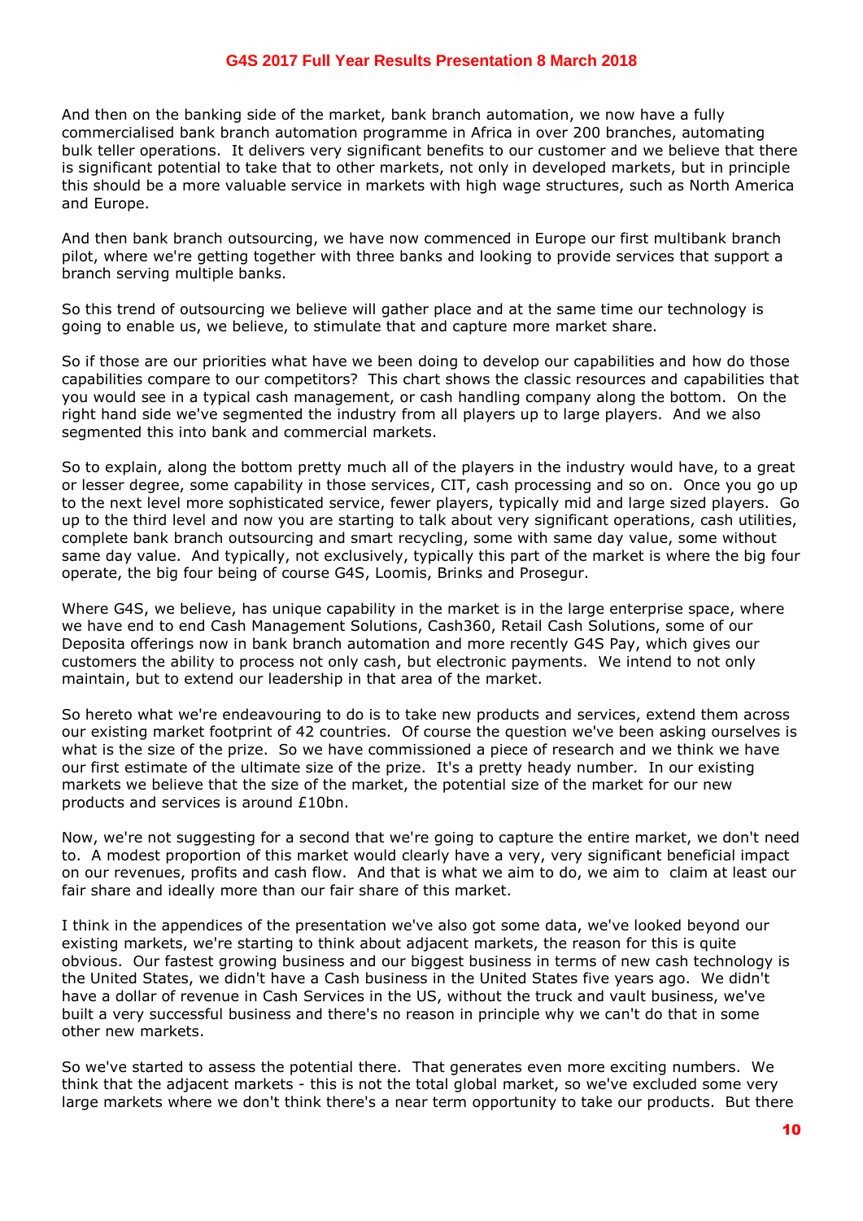And then on the banking side of the market, bank branch automation, we now have a fully commercialised bank branch automation programme in Africa in over 200 branches, automating bulk teller operations. It delivers very significant benefits to our customer and we believe that there is significant potential to take that to other markets, not only in developed markets, but in principle this should be a more valuable service in markets with high wage structures, such as North America and Europe.

And then bank branch outsourcing, we have now commenced in Europe our first multibank branch pilot, where we're getting together with three banks and looking to provide services that support a branch serving multiple banks.

So this trend of outsourcing we believe will gather place and at the same time our technology is going to enable us, we believe, to stimulate that and capture more market share.

So if those are our priorities what have we been doing to develop our capabilities and how do those capabilities compare to our competitors? This chart shows the classic resources and capabilities that you would see in a typical cash management, or cash handling company along the bottom. On the right hand side we've segmented the industry from all players up to large players. And we also segmented this into bank and commercial markets.

So to explain, along the bottom pretty much all of the players in the industry would have, to a great or lesser degree, some capability in those services, CIT, cash processing and so on. Once you go up to the next level more sophisticated service, fewer players, typically mid and large sized players. Go up to the third level and now you are starting to talk about very significant operations, cash utilities, complete bank branch outsourcing and smart recycling, some with same day value, some without same day value. And typically, not exclusively, typically this part of the market is where the big four operate, the big four being of course G4S, Loomis, Brinks and Prosegur.

Where G4S, we believe, has unique capability in the market is in the large enterprise space, where we have end to end Cash Management Solutions, Cash360, Retail Cash Solutions, some of our Deposita offerings now in bank branch automation and more recently G4S Pay, which gives our customers the ability to process not only cash, but electronic payments. We intend to not only maintain, but to extend our leadership in that area of the market.

So hereto what we're endeavouring to do is to take new products and services, extend them across our existing market footprint of 42 countries. Of course the question we've been asking ourselves is what is the size of the prize. So we have commissioned a piece of research and we think we have our first estimate of the ultimate size of the prize. It's a pretty heady number. In our existing markets we believe that the size of the market, the potential size of the market for our new products and services is around £10bn.

Now, we're not suggesting for a second that we're going to capture the entire market, we don't need to. A modest proportion of this market would clearly have a very, very significant beneficial impact on our revenues, profits and cash flow. And that is what we aim to do, we aim to claim at least our fair share and ideally more than our fair share of this market.

I think in the appendices of the presentation we've also got some data, we've looked beyond our existing markets, we're starting to think about adjacent markets, the reason for this is quite obvious. Our fastest growing business and our biggest business in terms of new cash technology is the United States, we didn't have a Cash business in the United States five years ago. We didn't have a dollar of revenue in Cash Services in the US, without the truck and vault business, we've built a very successful business and there's no reason in principle why we can't do that in some other new markets.

So we've started to assess the potential there. That generates even more exciting numbers. We think that the adjacent markets - this is not the total global market, so we've excluded some very large markets where we don't think there's a near term opportunity to take our products. But there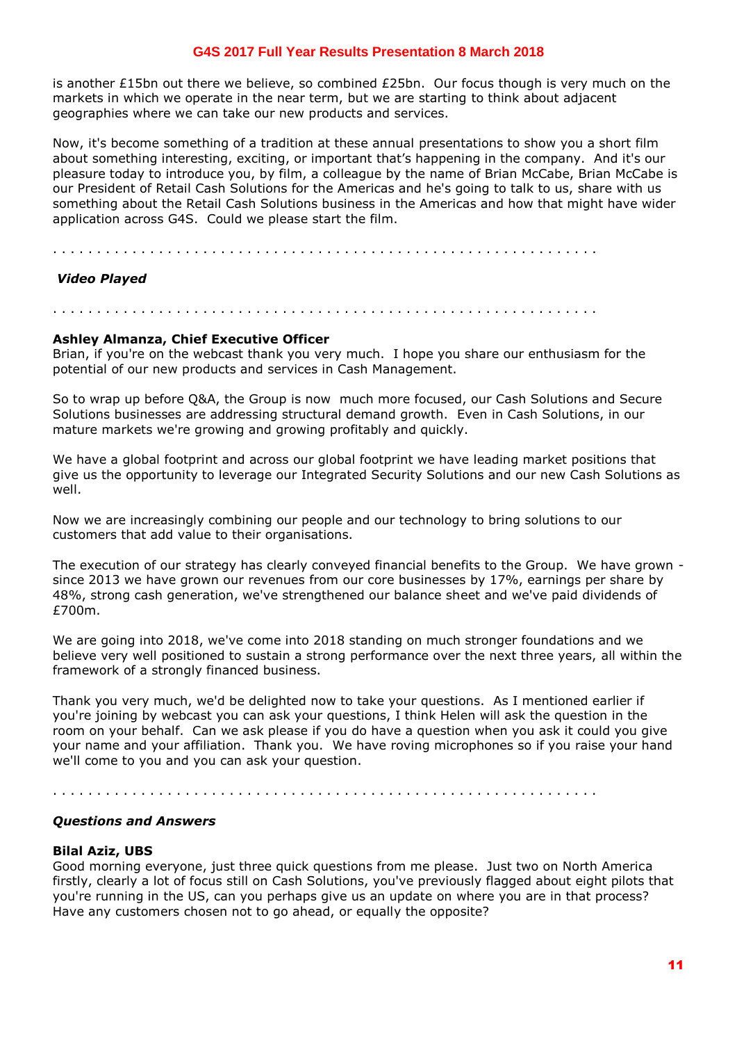is another £15bn out there we believe, so combined £25bn. Our focus though is very much on the markets in which we operate in the near term, but we are starting to think about adjacent geographies where we can take our new products and services.

Now, it's become something of a tradition at these annual presentations to show you a short film about something interesting, exciting, or important that's happening in the company. And it's our pleasure today to introduce you, by film, a colleague by the name of Brian McCabe, Brian McCabe is our President of Retail Cash Solutions for the Americas and he's going to talk to us, share with us something about the Retail Cash Solutions business in the Americas and how that might have wider application across G4S. Could we please start the film.

. . . . . . . . . . . . . . . . . . . . . . . . . . . . . . . . . . . . . . . . . . . . . . . . . . . . . . . . . . . . . .

***Video Played***

. . . . . . . . . . . . . . . . . . . . . . . . . . . . . . . . . . . . . . . . . . . . . . . . . . . . . . . . . . . . . .

**Ashley Almanza, Chief Executive Officer**
Brian, if you're on the webcast thank you very much. I hope you share our enthusiasm for the potential of our new products and services in Cash Management.

So to wrap up before Q&A, the Group is now much more focused, our Cash Solutions and Secure Solutions businesses are addressing structural demand growth. Even in Cash Solutions, in our mature markets we're growing and growing profitably and quickly.

We have a global footprint and across our global footprint we have leading market positions that give us the opportunity to leverage our Integrated Security Solutions and our new Cash Solutions as well.

Now we are increasingly combining our people and our technology to bring solutions to our customers that add value to their organisations.

The execution of our strategy has clearly conveyed financial benefits to the Group. We have grown - since 2013 we have grown our revenues from our core businesses by 17%, earnings per share by 48%, strong cash generation, we've strengthened our balance sheet and we've paid dividends of £700m.

We are going into 2018, we've come into 2018 standing on much stronger foundations and we believe very well positioned to sustain a strong performance over the next three years, all within the framework of a strongly financed business.

Thank you very much, we'd be delighted now to take your questions. As I mentioned earlier if you're joining by webcast you can ask your questions, I think Helen will ask the question in the room on your behalf. Can we ask please if you do have a question when you ask it could you give your name and your affiliation. Thank you. We have roving microphones so if you raise your hand we'll come to you and you can ask your question.

. . . . . . . . . . . . . . . . . . . . . . . . . . . . . . . . . . . . . . . . . . . . . . . . . . . . . . . . . . . . . .

***Questions and Answers***

**Bilal Aziz, UBS**
Good morning everyone, just three quick questions from me please. Just two on North America firstly, clearly a lot of focus still on Cash Solutions, you've previously flagged about eight pilots that you're running in the US, can you perhaps give us an update on where you are in that process? Have any customers chosen not to go ahead, or equally the opposite?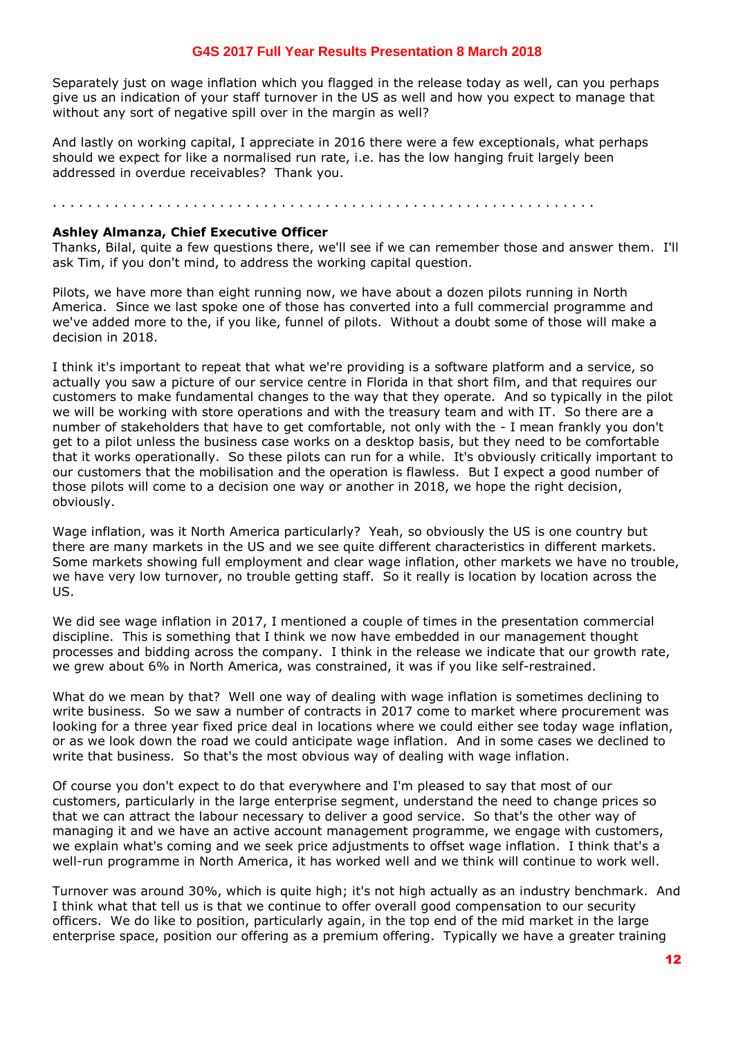Separately just on wage inflation which you flagged in the release today as well, can you perhaps give us an indication of your staff turnover in the US as well and how you expect to manage that without any sort of negative spill over in the margin as well?

And lastly on working capital, I appreciate in 2016 there were a few exceptionals, what perhaps should we expect for like a normalised run rate, i.e. has the low hanging fruit largely been addressed in overdue receivables? Thank you.

. . . . . . . . . . . . . . . . . . . . . . . . . . . . . . . . . . . . . . . . . . . . . . . . . . . . . . . . . . .

**Ashley Almanza, Chief Executive Officer**
Thanks, Bilal, quite a few questions there, we'll see if we can remember those and answer them. I'll ask Tim, if you don't mind, to address the working capital question.

Pilots, we have more than eight running now, we have about a dozen pilots running in North America. Since we last spoke one of those has converted into a full commercial programme and we've added more to the, if you like, funnel of pilots. Without a doubt some of those will make a decision in 2018.

I think it's important to repeat that what we're providing is a software platform and a service, so actually you saw a picture of our service centre in Florida in that short film, and that requires our customers to make fundamental changes to the way that they operate. And so typically in the pilot we will be working with store operations and with the treasury team and with IT. So there are a number of stakeholders that have to get comfortable, not only with the - I mean frankly you don't get to a pilot unless the business case works on a desktop basis, but they need to be comfortable that it works operationally. So these pilots can run for a while. It's obviously critically important to our customers that the mobilisation and the operation is flawless. But I expect a good number of those pilots will come to a decision one way or another in 2018, we hope the right decision, obviously.

Wage inflation, was it North America particularly? Yeah, so obviously the US is one country but there are many markets in the US and we see quite different characteristics in different markets. Some markets showing full employment and clear wage inflation, other markets we have no trouble, we have very low turnover, no trouble getting staff. So it really is location by location across the US.

We did see wage inflation in 2017, I mentioned a couple of times in the presentation commercial discipline. This is something that I think we now have embedded in our management thought processes and bidding across the company. I think in the release we indicate that our growth rate, we grew about 6% in North America, was constrained, it was if you like self-restrained.

What do we mean by that? Well one way of dealing with wage inflation is sometimes declining to write business. So we saw a number of contracts in 2017 come to market where procurement was looking for a three year fixed price deal in locations where we could either see today wage inflation, or as we look down the road we could anticipate wage inflation. And in some cases we declined to write that business. So that's the most obvious way of dealing with wage inflation.

Of course you don't expect to do that everywhere and I'm pleased to say that most of our customers, particularly in the large enterprise segment, understand the need to change prices so that we can attract the labour necessary to deliver a good service. So that's the other way of managing it and we have an active account management programme, we engage with customers, we explain what's coming and we seek price adjustments to offset wage inflation. I think that's a well-run programme in North America, it has worked well and we think will continue to work well.

Turnover was around 30%, which is quite high; it's not high actually as an industry benchmark. And I think what that tell us is that we continue to offer overall good compensation to our security officers. We do like to position, particularly again, in the top end of the mid market in the large enterprise space, position our offering as a premium offering. Typically we have a greater training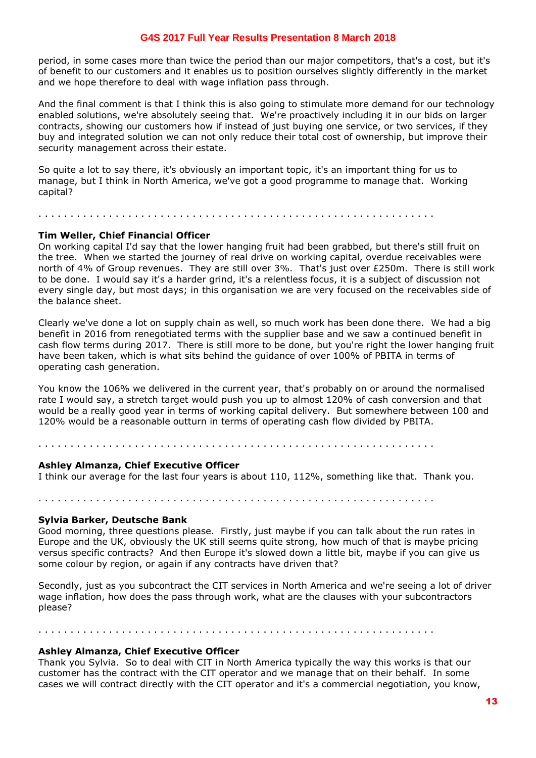period, in some cases more than twice the period than our major competitors, that's a cost, but it's of benefit to our customers and it enables us to position ourselves slightly differently in the market and we hope therefore to deal with wage inflation pass through.

And the final comment is that I think this is also going to stimulate more demand for our technology enabled solutions, we're absolutely seeing that. We're proactively including it in our bids on larger contracts, showing our customers how if instead of just buying one service, or two services, if they buy and integrated solution we can not only reduce their total cost of ownership, but improve their security management across their estate.

So quite a lot to say there, it's obviously an important topic, it's an important thing for us to manage, but I think in North America, we've got a good programme to manage that. Working capital?

. . . . . . . . . . . . . . . . . . . . . . . . . . . . . . . . . . . . . . . . . . . . . . . . . . . . . . . . . . . . .

**Tim Weller, Chief Financial Officer**
On working capital I'd say that the lower hanging fruit had been grabbed, but there's still fruit on the tree. When we started the journey of real drive on working capital, overdue receivables were north of 4% of Group revenues. They are still over 3%. That's just over £250m. There is still work to be done. I would say it's a harder grind, it's a relentless focus, it is a subject of discussion not every single day, but most days; in this organisation we are very focused on the receivables side of the balance sheet.

Clearly we've done a lot on supply chain as well, so much work has been done there. We had a big benefit in 2016 from renegotiated terms with the supplier base and we saw a continued benefit in cash flow terms during 2017. There is still more to be done, but you're right the lower hanging fruit have been taken, which is what sits behind the guidance of over 100% of PBITA in terms of operating cash generation.

You know the 106% we delivered in the current year, that's probably on or around the normalised rate I would say, a stretch target would push you up to almost 120% of cash conversion and that would be a really good year in terms of working capital delivery. But somewhere between 100 and 120% would be a reasonable outturn in terms of operating cash flow divided by PBITA.

. . . . . . . . . . . . . . . . . . . . . . . . . . . . . . . . . . . . . . . . . . . . . . . . . . . . . . . . . . . . .

**Ashley Almanza, Chief Executive Officer**
I think our average for the last four years is about 110, 112%, something like that. Thank you.

. . . . . . . . . . . . . . . . . . . . . . . . . . . . . . . . . . . . . . . . . . . . . . . . . . . . . . . . . . . . .

**Sylvia Barker, Deutsche Bank**
Good morning, three questions please. Firstly, just maybe if you can talk about the run rates in Europe and the UK, obviously the UK still seems quite strong, how much of that is maybe pricing versus specific contracts? And then Europe it's slowed down a little bit, maybe if you can give us some colour by region, or again if any contracts have driven that?

Secondly, just as you subcontract the CIT services in North America and we're seeing a lot of driver wage inflation, how does the pass through work, what are the clauses with your subcontractors please?

. . . . . . . . . . . . . . . . . . . . . . . . . . . . . . . . . . . . . . . . . . . . . . . . . . . . . . . . . . . . .

**Ashley Almanza, Chief Executive Officer**
Thank you Sylvia. So to deal with CIT in North America typically the way this works is that our customer has the contract with the CIT operator and we manage that on their behalf. In some cases we will contract directly with the CIT operator and it's a commercial negotiation, you know,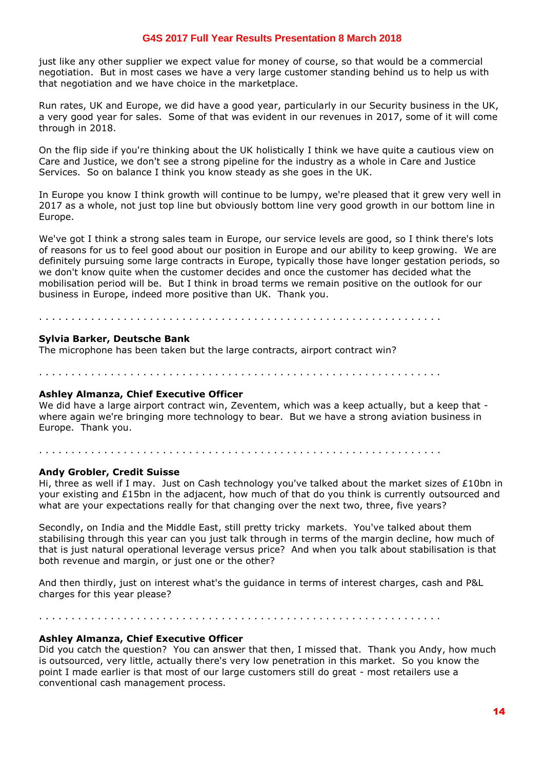just like any other supplier we expect value for money of course, so that would be a commercial negotiation. But in most cases we have a very large customer standing behind us to help us with that negotiation and we have choice in the marketplace.

Run rates, UK and Europe, we did have a good year, particularly in our Security business in the UK, a very good year for sales. Some of that was evident in our revenues in 2017, some of it will come through in 2018.

On the flip side if you're thinking about the UK holistically I think we have quite a cautious view on Care and Justice, we don't see a strong pipeline for the industry as a whole in Care and Justice Services. So on balance I think you know steady as she goes in the UK.

In Europe you know I think growth will continue to be lumpy, we're pleased that it grew very well in 2017 as a whole, not just top line but obviously bottom line very good growth in our bottom line in Europe.

We've got I think a strong sales team in Europe, our service levels are good, so I think there's lots of reasons for us to feel good about our position in Europe and our ability to keep growing. We are definitely pursuing some large contracts in Europe, typically those have longer gestation periods, so we don't know quite when the customer decides and once the customer has decided what the mobilisation period will be. But I think in broad terms we remain positive on the outlook for our business in Europe, indeed more positive than UK. Thank you.

. . . . . . . . . . . . . . . . . . . . . . . . . . . . . . . . . . . . . . . . . . . . . . . . . . . . . . . . . . . . .

**Sylvia Barker, Deutsche Bank**
The microphone has been taken but the large contracts, airport contract win?

. . . . . . . . . . . . . . . . . . . . . . . . . . . . . . . . . . . . . . . . . . . . . . . . . . . . . . . . . . . . .

**Ashley Almanza, Chief Executive Officer**
We did have a large airport contract win, Zeventem, which was a keep actually, but a keep that - where again we're bringing more technology to bear. But we have a strong aviation business in Europe. Thank you.

. . . . . . . . . . . . . . . . . . . . . . . . . . . . . . . . . . . . . . . . . . . . . . . . . . . . . . . . . . . . .

**Andy Grobler, Credit Suisse**
Hi, three as well if I may. Just on Cash technology you've talked about the market sizes of £10bn in your existing and £15bn in the adjacent, how much of that do you think is currently outsourced and what are your expectations really for that changing over the next two, three, five years?

Secondly, on India and the Middle East, still pretty tricky markets. You've talked about them stabilising through this year can you just talk through in terms of the margin decline, how much of that is just natural operational leverage versus price? And when you talk about stabilisation is that both revenue and margin, or just one or the other?

And then thirdly, just on interest what's the guidance in terms of interest charges, cash and P&L charges for this year please?

. . . . . . . . . . . . . . . . . . . . . . . . . . . . . . . . . . . . . . . . . . . . . . . . . . . . . . . . . . . . .

**Ashley Almanza, Chief Executive Officer**
Did you catch the question? You can answer that then, I missed that. Thank you Andy, how much is outsourced, very little, actually there's very low penetration in this market. So you know the point I made earlier is that most of our large customers still do great - most retailers use a conventional cash management process.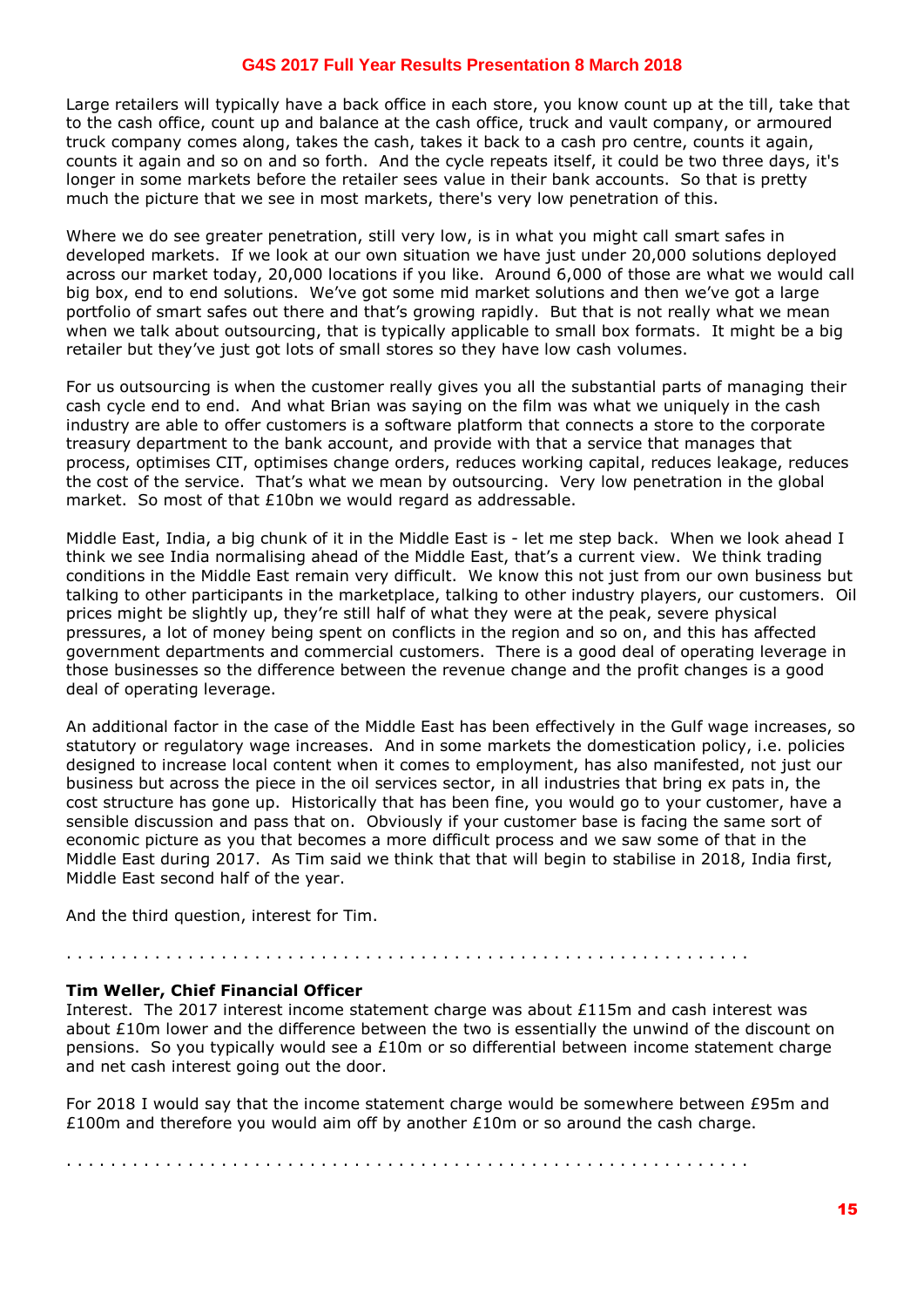Large retailers will typically have a back office in each store, you know count up at the till, take that to the cash office, count up and balance at the cash office, truck and vault company, or armoured truck company comes along, takes the cash, takes it back to a cash pro centre, counts it again, counts it again and so on and so forth. And the cycle repeats itself, it could be two three days, it's longer in some markets before the retailer sees value in their bank accounts. So that is pretty much the picture that we see in most markets, there's very low penetration of this.

Where we do see greater penetration, still very low, is in what you might call smart safes in developed markets. If we look at our own situation we have just under 20,000 solutions deployed across our market today, 20,000 locations if you like. Around 6,000 of those are what we would call big box, end to end solutions. We've got some mid market solutions and then we've got a large portfolio of smart safes out there and that's growing rapidly. But that is not really what we mean when we talk about outsourcing, that is typically applicable to small box formats. It might be a big retailer but they've just got lots of small stores so they have low cash volumes.

For us outsourcing is when the customer really gives you all the substantial parts of managing their cash cycle end to end. And what Brian was saying on the film was what we uniquely in the cash industry are able to offer customers is a software platform that connects a store to the corporate treasury department to the bank account, and provide with that a service that manages that process, optimises CIT, optimises change orders, reduces working capital, reduces leakage, reduces the cost of the service. That's what we mean by outsourcing. Very low penetration in the global market. So most of that £10bn we would regard as addressable.

Middle East, India, a big chunk of it in the Middle East is - let me step back. When we look ahead I think we see India normalising ahead of the Middle East, that's a current view. We think trading conditions in the Middle East remain very difficult. We know this not just from our own business but talking to other participants in the marketplace, talking to other industry players, our customers. Oil prices might be slightly up, they're still half of what they were at the peak, severe physical pressures, a lot of money being spent on conflicts in the region and so on, and this has affected government departments and commercial customers. There is a good deal of operating leverage in those businesses so the difference between the revenue change and the profit changes is a good deal of operating leverage.

An additional factor in the case of the Middle East has been effectively in the Gulf wage increases, so statutory or regulatory wage increases. And in some markets the domestication policy, i.e. policies designed to increase local content when it comes to employment, has also manifested, not just our business but across the piece in the oil services sector, in all industries that bring ex pats in, the cost structure has gone up. Historically that has been fine, you would go to your customer, have a sensible discussion and pass that on. Obviously if your customer base is facing the same sort of economic picture as you that becomes a more difficult process and we saw some of that in the Middle East during 2017. As Tim said we think that that will begin to stabilise in 2018, India first, Middle East second half of the year.

And the third question, interest for Tim.

. . . . . . . . . . . . . . . . . . . . . . . . . . . . . . . . . . . . . . . . . . . . . . . . . . . . . . . . . . . .

**Tim Weller, Chief Financial Officer**
Interest. The 2017 interest income statement charge was about £115m and cash interest was about £10m lower and the difference between the two is essentially the unwind of the discount on pensions. So you typically would see a £10m or so differential between income statement charge and net cash interest going out the door.

For 2018 I would say that the income statement charge would be somewhere between £95m and £100m and therefore you would aim off by another £10m or so around the cash charge.

. . . . . . . . . . . . . . . . . . . . . . . . . . . . . . . . . . . . . . . . . . . . . . . . . . . . . . . . . . . .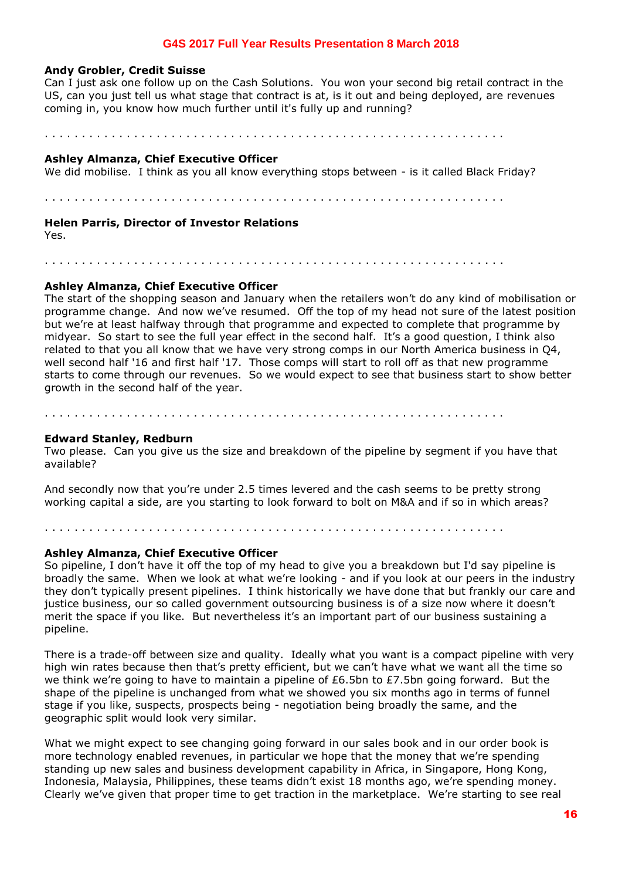**Andy Grobler, Credit Suisse**
Can I just ask one follow up on the Cash Solutions. You won your second big retail contract in the US, can you just tell us what stage that contract is at, is it out and being deployed, are revenues coming in, you know how much further until it's fully up and running?

. . . . . . . . . . . . . . . . . . . . . . . . . . . . . . . . . . . . . . . . . . . . . . . . . . . . . . . . . . . .

**Ashley Almanza, Chief Executive Officer**
We did mobilise. I think as you all know everything stops between - is it called Black Friday?

. . . . . . . . . . . . . . . . . . . . . . . . . . . . . . . . . . . . . . . . . . . . . . . . . . . . . . . . . . . .

**Helen Parris, Director of Investor Relations**
Yes.

. . . . . . . . . . . . . . . . . . . . . . . . . . . . . . . . . . . . . . . . . . . . . . . . . . . . . . . . . . . .

**Ashley Almanza, Chief Executive Officer**
The start of the shopping season and January when the retailers won't do any kind of mobilisation or programme change. And now we've resumed. Off the top of my head not sure of the latest position but we're at least halfway through that programme and expected to complete that programme by midyear. So start to see the full year effect in the second half. It's a good question, I think also related to that you all know that we have very strong comps in our North America business in Q4, well second half '16 and first half '17. Those comps will start to roll off as that new programme starts to come through our revenues. So we would expect to see that business start to show better growth in the second half of the year.

. . . . . . . . . . . . . . . . . . . . . . . . . . . . . . . . . . . . . . . . . . . . . . . . . . . . . . . . . . . .

**Edward Stanley, Redburn**
Two please. Can you give us the size and breakdown of the pipeline by segment if you have that available?

And secondly now that you're under 2.5 times levered and the cash seems to be pretty strong working capital a side, are you starting to look forward to bolt on M&A and if so in which areas?

. . . . . . . . . . . . . . . . . . . . . . . . . . . . . . . . . . . . . . . . . . . . . . . . . . . . . . . . . . . .

**Ashley Almanza, Chief Executive Officer**
So pipeline, I don't have it off the top of my head to give you a breakdown but I'd say pipeline is broadly the same. When we look at what we're looking - and if you look at our peers in the industry they don't typically present pipelines. I think historically we have done that but frankly our care and justice business, our so called government outsourcing business is of a size now where it doesn't merit the space if you like. But nevertheless it's an important part of our business sustaining a pipeline.

There is a trade-off between size and quality. Ideally what you want is a compact pipeline with very high win rates because then that's pretty efficient, but we can't have what we want all the time so we think we're going to have to maintain a pipeline of £6.5bn to £7.5bn going forward. But the shape of the pipeline is unchanged from what we showed you six months ago in terms of funnel stage if you like, suspects, prospects being - negotiation being broadly the same, and the geographic split would look very similar.

What we might expect to see changing going forward in our sales book and in our order book is more technology enabled revenues, in particular we hope that the money that we're spending standing up new sales and business development capability in Africa, in Singapore, Hong Kong, Indonesia, Malaysia, Philippines, these teams didn't exist 18 months ago, we're spending money. Clearly we've given that proper time to get traction in the marketplace. We're starting to see real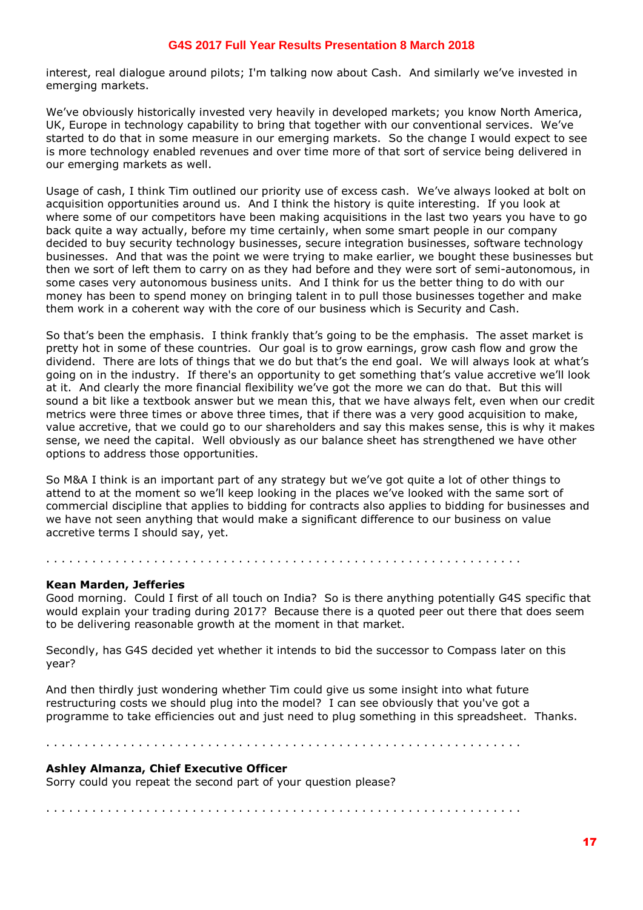interest, real dialogue around pilots; I'm talking now about Cash. And similarly we've invested in emerging markets.

We've obviously historically invested very heavily in developed markets; you know North America, UK, Europe in technology capability to bring that together with our conventional services. We've started to do that in some measure in our emerging markets. So the change I would expect to see is more technology enabled revenues and over time more of that sort of service being delivered in our emerging markets as well.

Usage of cash, I think Tim outlined our priority use of excess cash. We've always looked at bolt on acquisition opportunities around us. And I think the history is quite interesting. If you look at where some of our competitors have been making acquisitions in the last two years you have to go back quite a way actually, before my time certainly, when some smart people in our company decided to buy security technology businesses, secure integration businesses, software technology businesses. And that was the point we were trying to make earlier, we bought these businesses but then we sort of left them to carry on as they had before and they were sort of semi-autonomous, in some cases very autonomous business units. And I think for us the better thing to do with our money has been to spend money on bringing talent in to pull those businesses together and make them work in a coherent way with the core of our business which is Security and Cash.

So that's been the emphasis. I think frankly that's going to be the emphasis. The asset market is pretty hot in some of these countries. Our goal is to grow earnings, grow cash flow and grow the dividend. There are lots of things that we do but that's the end goal. We will always look at what's going on in the industry. If there's an opportunity to get something that's value accretive we'll look at it. And clearly the more financial flexibility we've got the more we can do that. But this will sound a bit like a textbook answer but we mean this, that we have always felt, even when our credit metrics were three times or above three times, that if there was a very good acquisition to make, value accretive, that we could go to our shareholders and say this makes sense, this is why it makes sense, we need the capital. Well obviously as our balance sheet has strengthened we have other options to address those opportunities.

So M&A I think is an important part of any strategy but we've got quite a lot of other things to attend to at the moment so we'll keep looking in the places we've looked with the same sort of commercial discipline that applies to bidding for contracts also applies to bidding for businesses and we have not seen anything that would make a significant difference to our business on value accretive terms I should say, yet.

. . . . . . . . . . . . . . . . . . . . . . . . . . . . . . . . . . . . . . . . . . . . . . . . . . . . . . . . . . . .

**Kean Marden, Jefferies**
Good morning. Could I first of all touch on India? So is there anything potentially G4S specific that would explain your trading during 2017? Because there is a quoted peer out there that does seem to be delivering reasonable growth at the moment in that market.

Secondly, has G4S decided yet whether it intends to bid the successor to Compass later on this year?

And then thirdly just wondering whether Tim could give us some insight into what future restructuring costs we should plug into the model? I can see obviously that you've got a programme to take efficiencies out and just need to plug something in this spreadsheet. Thanks.

. . . . . . . . . . . . . . . . . . . . . . . . . . . . . . . . . . . . . . . . . . . . . . . . . . . . . . . . . . . .

**Ashley Almanza, Chief Executive Officer**
Sorry could you repeat the second part of your question please?

. . . . . . . . . . . . . . . . . . . . . . . . . . . . . . . . . . . . . . . . . . . . . . . . . . . . . . . . . . . .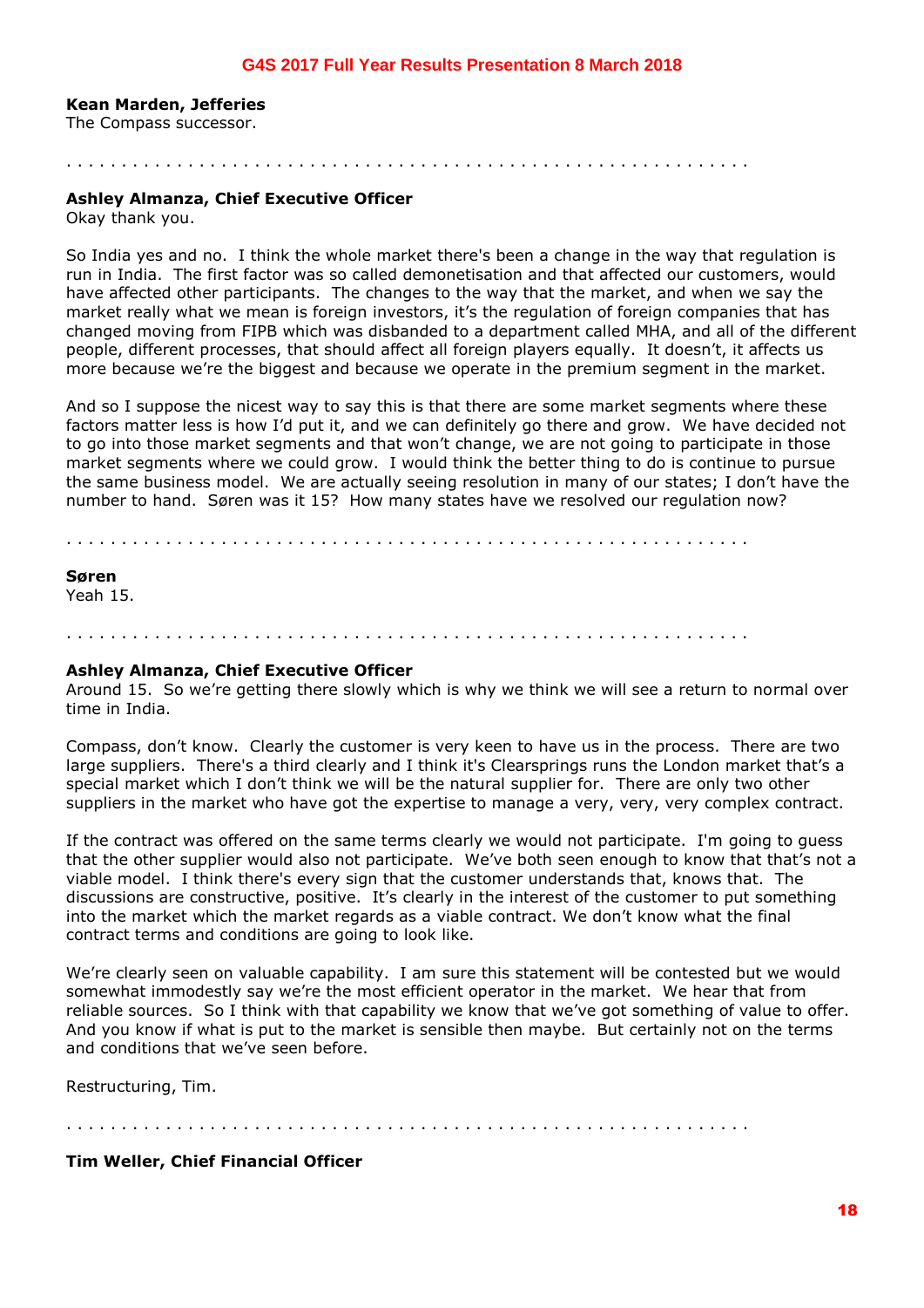**Kean Marden, Jefferies**
The Compass successor.

. . . . . . . . . . . . . . . . . . . . . . . . . . . . . . . . . . . . . . . . . . . . . . . . . . . . . . . . . . . . .

**Ashley Almanza, Chief Executive Officer**
Okay thank you.

So India yes and no. I think the whole market there's been a change in the way that regulation is run in India. The first factor was so called demonetisation and that affected our customers, would have affected other participants. The changes to the way that the market, and when we say the market really what we mean is foreign investors, it's the regulation of foreign companies that has changed moving from FIPB which was disbanded to a department called MHA, and all of the different people, different processes, that should affect all foreign players equally. It doesn't, it affects us more because we're the biggest and because we operate in the premium segment in the market.

And so I suppose the nicest way to say this is that there are some market segments where these factors matter less is how I'd put it, and we can definitely go there and grow. We have decided not to go into those market segments and that won't change, we are not going to participate in those market segments where we could grow. I would think the better thing to do is continue to pursue the same business model. We are actually seeing resolution in many of our states; I don't have the number to hand. Søren was it 15? How many states have we resolved our regulation now?

. . . . . . . . . . . . . . . . . . . . . . . . . . . . . . . . . . . . . . . . . . . . . . . . . . . . . . . . . . . . .

**Søren**
Yeah 15.

. . . . . . . . . . . . . . . . . . . . . . . . . . . . . . . . . . . . . . . . . . . . . . . . . . . . . . . . . . . . .

**Ashley Almanza, Chief Executive Officer**
Around 15. So we're getting there slowly which is why we think we will see a return to normal over time in India.

Compass, don't know. Clearly the customer is very keen to have us in the process. There are two large suppliers. There's a third clearly and I think it's Clearsprings runs the London market that's a special market which I don't think we will be the natural supplier for. There are only two other suppliers in the market who have got the expertise to manage a very, very, very complex contract.

If the contract was offered on the same terms clearly we would not participate. I'm going to guess that the other supplier would also not participate. We've both seen enough to know that that's not a viable model. I think there's every sign that the customer understands that, knows that. The discussions are constructive, positive. It's clearly in the interest of the customer to put something into the market which the market regards as a viable contract. We don't know what the final contract terms and conditions are going to look like.

We're clearly seen on valuable capability. I am sure this statement will be contested but we would somewhat immodestly say we're the most efficient operator in the market. We hear that from reliable sources. So I think with that capability we know that we've got something of value to offer. And you know if what is put to the market is sensible then maybe. But certainly not on the terms and conditions that we've seen before.

Restructuring, Tim.

. . . . . . . . . . . . . . . . . . . . . . . . . . . . . . . . . . . . . . . . . . . . . . . . . . . . . . . . . . . . .

**Tim Weller, Chief Financial Officer**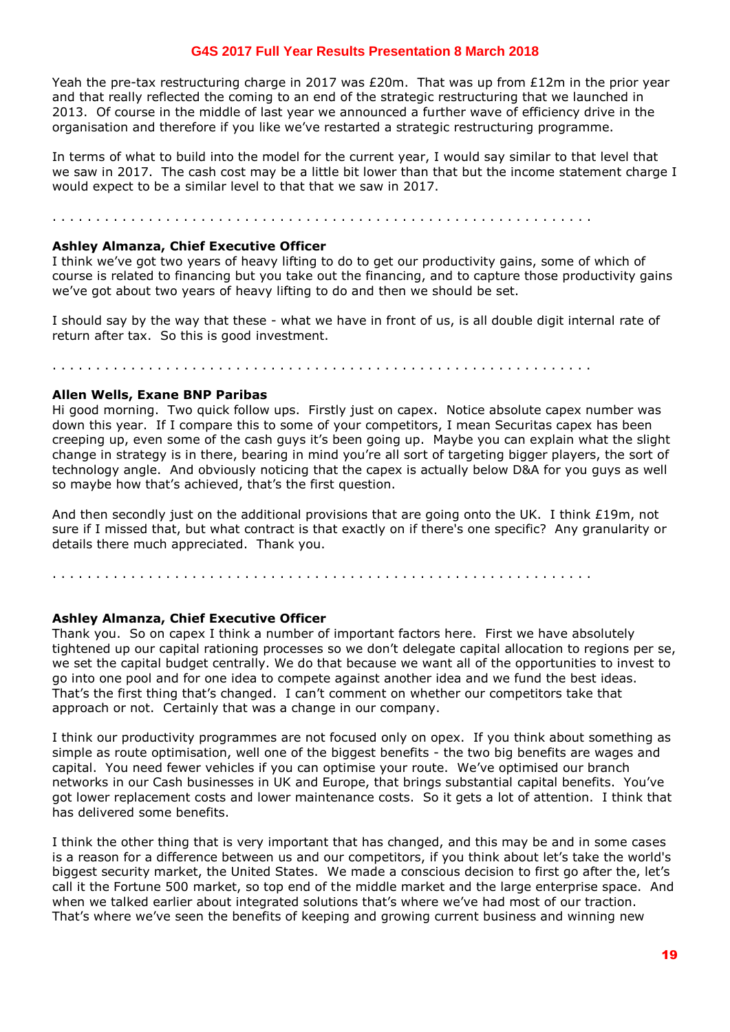Yeah the pre-tax restructuring charge in 2017 was £20m. That was up from £12m in the prior year and that really reflected the coming to an end of the strategic restructuring that we launched in 2013. Of course in the middle of last year we announced a further wave of efficiency drive in the organisation and therefore if you like we've restarted a strategic restructuring programme.

In terms of what to build into the model for the current year, I would say similar to that level that we saw in 2017. The cash cost may be a little bit lower than that but the income statement charge I would expect to be a similar level to that that we saw in 2017.

. . . . . . . . . . . . . . . . . . . . . . . . . . . . . . . . . . . . . . . . . . . . . . . . . . . . . . . . . . . .

**Ashley Almanza, Chief Executive Officer**
I think we've got two years of heavy lifting to do to get our productivity gains, some of which of course is related to financing but you take out the financing, and to capture those productivity gains we've got about two years of heavy lifting to do and then we should be set.

I should say by the way that these - what we have in front of us, is all double digit internal rate of return after tax. So this is good investment.

. . . . . . . . . . . . . . . . . . . . . . . . . . . . . . . . . . . . . . . . . . . . . . . . . . . . . . . . . . . .

**Allen Wells, Exane BNP Paribas**
Hi good morning. Two quick follow ups. Firstly just on capex. Notice absolute capex number was down this year. If I compare this to some of your competitors, I mean Securitas capex has been creeping up, even some of the cash guys it's been going up. Maybe you can explain what the slight change in strategy is in there, bearing in mind you're all sort of targeting bigger players, the sort of technology angle. And obviously noticing that the capex is actually below D&A for you guys as well so maybe how that's achieved, that's the first question.

And then secondly just on the additional provisions that are going onto the UK. I think £19m, not sure if I missed that, but what contract is that exactly on if there's one specific? Any granularity or details there much appreciated. Thank you.

. . . . . . . . . . . . . . . . . . . . . . . . . . . . . . . . . . . . . . . . . . . . . . . . . . . . . . . . . . . .

**Ashley Almanza, Chief Executive Officer**
Thank you. So on capex I think a number of important factors here. First we have absolutely tightened up our capital rationing processes so we don't delegate capital allocation to regions per se, we set the capital budget centrally. We do that because we want all of the opportunities to invest to go into one pool and for one idea to compete against another idea and we fund the best ideas. That's the first thing that's changed. I can't comment on whether our competitors take that approach or not. Certainly that was a change in our company.

I think our productivity programmes are not focused only on opex. If you think about something as simple as route optimisation, well one of the biggest benefits - the two big benefits are wages and capital. You need fewer vehicles if you can optimise your route. We've optimised our branch networks in our Cash businesses in UK and Europe, that brings substantial capital benefits. You've got lower replacement costs and lower maintenance costs. So it gets a lot of attention. I think that has delivered some benefits.

I think the other thing that is very important that has changed, and this may be and in some cases is a reason for a difference between us and our competitors, if you think about let's take the world's biggest security market, the United States. We made a conscious decision to first go after the, let's call it the Fortune 500 market, so top end of the middle market and the large enterprise space. And when we talked earlier about integrated solutions that's where we've had most of our traction. That's where we've seen the benefits of keeping and growing current business and winning new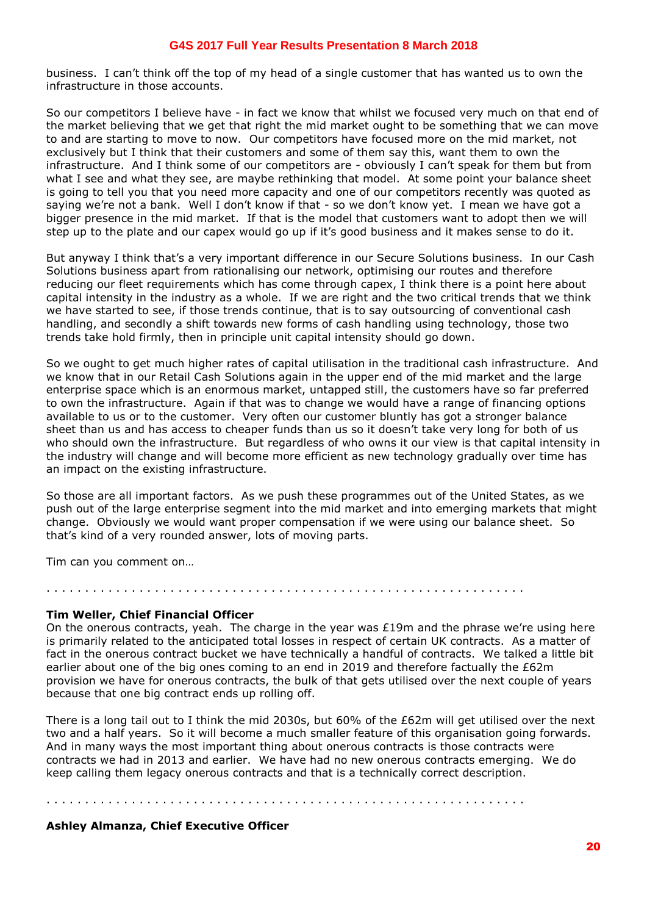business. I can't think off the top of my head of a single customer that has wanted us to own the infrastructure in those accounts.

So our competitors I believe have - in fact we know that whilst we focused very much on that end of the market believing that we get that right the mid market ought to be something that we can move to and are starting to move to now. Our competitors have focused more on the mid market, not exclusively but I think that their customers and some of them say this, want them to own the infrastructure. And I think some of our competitors are - obviously I can't speak for them but from what I see and what they see, are maybe rethinking that model. At some point your balance sheet is going to tell you that you need more capacity and one of our competitors recently was quoted as saying we're not a bank. Well I don't know if that - so we don't know yet. I mean we have got a bigger presence in the mid market. If that is the model that customers want to adopt then we will step up to the plate and our capex would go up if it's good business and it makes sense to do it.

But anyway I think that's a very important difference in our Secure Solutions business. In our Cash Solutions business apart from rationalising our network, optimising our routes and therefore reducing our fleet requirements which has come through capex, I think there is a point here about capital intensity in the industry as a whole. If we are right and the two critical trends that we think we have started to see, if those trends continue, that is to say outsourcing of conventional cash handling, and secondly a shift towards new forms of cash handling using technology, those two trends take hold firmly, then in principle unit capital intensity should go down.

So we ought to get much higher rates of capital utilisation in the traditional cash infrastructure. And we know that in our Retail Cash Solutions again in the upper end of the mid market and the large enterprise space which is an enormous market, untapped still, the customers have so far preferred to own the infrastructure. Again if that was to change we would have a range of financing options available to us or to the customer. Very often our customer bluntly has got a stronger balance sheet than us and has access to cheaper funds than us so it doesn't take very long for both of us who should own the infrastructure. But regardless of who owns it our view is that capital intensity in the industry will change and will become more efficient as new technology gradually over time has an impact on the existing infrastructure.

So those are all important factors. As we push these programmes out of the United States, as we push out of the large enterprise segment into the mid market and into emerging markets that might change. Obviously we would want proper compensation if we were using our balance sheet. So that's kind of a very rounded answer, lots of moving parts.

Tim can you comment on…

. . . . . . . . . . . . . . . . . . . . . . . . . . . . . . . . . . . . . . . . . . . . . . . . . . . . . . . . . . . .

**Tim Weller, Chief Financial Officer**
On the onerous contracts, yeah. The charge in the year was £19m and the phrase we're using here is primarily related to the anticipated total losses in respect of certain UK contracts. As a matter of fact in the onerous contract bucket we have technically a handful of contracts. We talked a little bit earlier about one of the big ones coming to an end in 2019 and therefore factually the £62m provision we have for onerous contracts, the bulk of that gets utilised over the next couple of years because that one big contract ends up rolling off.

There is a long tail out to I think the mid 2030s, but 60% of the £62m will get utilised over the next two and a half years. So it will become a much smaller feature of this organisation going forwards. And in many ways the most important thing about onerous contracts is those contracts were contracts we had in 2013 and earlier. We have had no new onerous contracts emerging. We do keep calling them legacy onerous contracts and that is a technically correct description.

. . . . . . . . . . . . . . . . . . . . . . . . . . . . . . . . . . . . . . . . . . . . . . . . . . . . . . . . . . . .

**Ashley Almanza, Chief Executive Officer**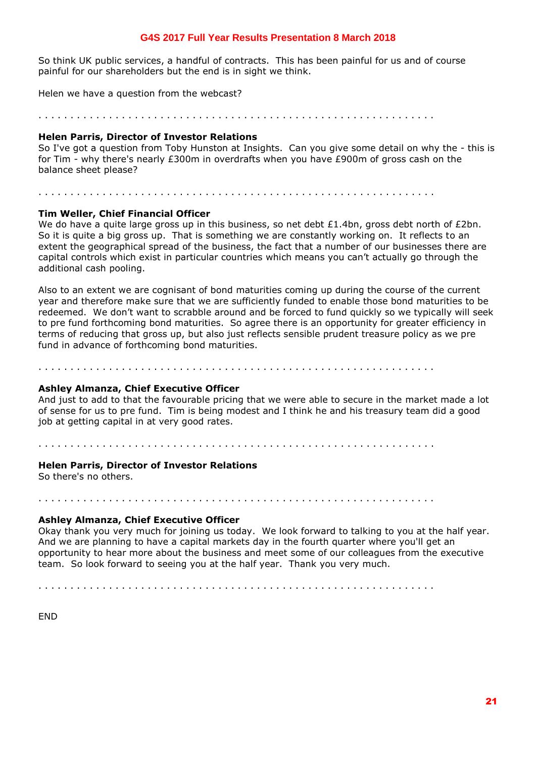So think UK public services, a handful of contracts. This has been painful for us and of course painful for our shareholders but the end is in sight we think.

Helen we have a question from the webcast?

. . . . . . . . . . . . . . . . . . . . . . . . . . . . . . . . . . . . . . . . . . . . . . . . . . . . . . . . . . . .

**Helen Parris, Director of Investor Relations**
So I've got a question from Toby Hunston at Insights. Can you give some detail on why the - this is for Tim - why there's nearly £300m in overdrafts when you have £900m of gross cash on the balance sheet please?

. . . . . . . . . . . . . . . . . . . . . . . . . . . . . . . . . . . . . . . . . . . . . . . . . . . . . . . . . . . .

**Tim Weller, Chief Financial Officer**
We do have a quite large gross up in this business, so net debt £1.4bn, gross debt north of £2bn. So it is quite a big gross up. That is something we are constantly working on. It reflects to an extent the geographical spread of the business, the fact that a number of our businesses there are capital controls which exist in particular countries which means you can't actually go through the additional cash pooling.

Also to an extent we are cognisant of bond maturities coming up during the course of the current year and therefore make sure that we are sufficiently funded to enable those bond maturities to be redeemed. We don't want to scrabble around and be forced to fund quickly so we typically will seek to pre fund forthcoming bond maturities. So agree there is an opportunity for greater efficiency in terms of reducing that gross up, but also just reflects sensible prudent treasure policy as we pre fund in advance of forthcoming bond maturities.

. . . . . . . . . . . . . . . . . . . . . . . . . . . . . . . . . . . . . . . . . . . . . . . . . . . . . . . . . . . .

**Ashley Almanza, Chief Executive Officer**
And just to add to that the favourable pricing that we were able to secure in the market made a lot of sense for us to pre fund. Tim is being modest and I think he and his treasury team did a good job at getting capital in at very good rates.

. . . . . . . . . . . . . . . . . . . . . . . . . . . . . . . . . . . . . . . . . . . . . . . . . . . . . . . . . . . .

**Helen Parris, Director of Investor Relations**
So there's no others.

. . . . . . . . . . . . . . . . . . . . . . . . . . . . . . . . . . . . . . . . . . . . . . . . . . . . . . . . . . . .

**Ashley Almanza, Chief Executive Officer**
Okay thank you very much for joining us today. We look forward to talking to you at the half year. And we are planning to have a capital markets day in the fourth quarter where you'll get an opportunity to hear more about the business and meet some of our colleagues from the executive team. So look forward to seeing you at the half year. Thank you very much.

. . . . . . . . . . . . . . . . . . . . . . . . . . . . . . . . . . . . . . . . . . . . . . . . . . . . . . . . . . . .

END